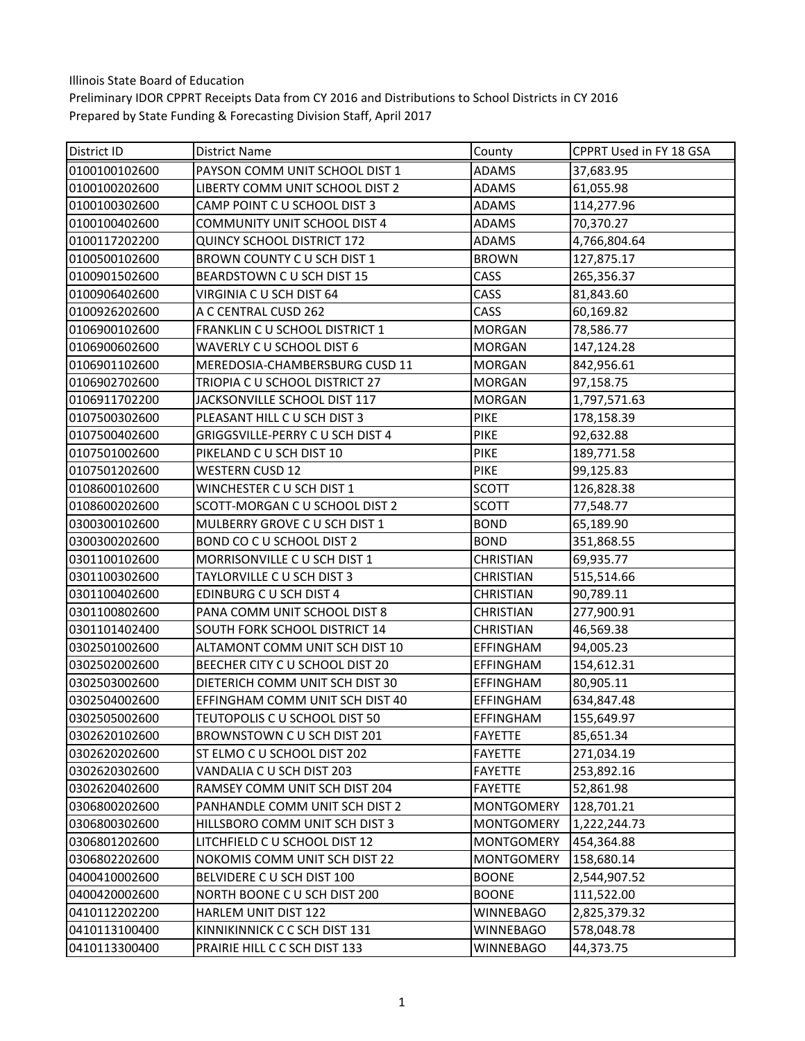Illinois State Board of Education
Preliminary IDOR CPPRT Receipts Data from CY 2016 and Distributions to School Districts in CY 2016
Prepared by State Funding & Forecasting Division Staff, April 2017

| District ID | District Name | County | CPPRT Used in FY 18 GSA |
|---|---|---|---|
| 0100100102600 | PAYSON COMM UNIT SCHOOL DIST 1 | ADAMS | 37,683.95 |
| 0100100202600 | LIBERTY COMM UNIT SCHOOL DIST 2 | ADAMS | 61,055.98 |
| 0100100302600 | CAMP POINT C U SCHOOL DIST 3 | ADAMS | 114,277.96 |
| 0100100402600 | COMMUNITY UNIT SCHOOL DIST 4 | ADAMS | 70,370.27 |
| 0100117202200 | QUINCY SCHOOL DISTRICT 172 | ADAMS | 4,766,804.64 |
| 0100500102600 | BROWN COUNTY C U SCH DIST 1 | BROWN | 127,875.17 |
| 0100901502600 | BEARDSTOWN C U SCH DIST 15 | CASS | 265,356.37 |
| 0100906402600 | VIRGINIA C U SCH DIST 64 | CASS | 81,843.60 |
| 0100926202600 | A C CENTRAL CUSD 262 | CASS | 60,169.82 |
| 0106900102600 | FRANKLIN C U SCHOOL DISTRICT 1 | MORGAN | 78,586.77 |
| 0106900602600 | WAVERLY C U SCHOOL DIST 6 | MORGAN | 147,124.28 |
| 0106901102600 | MEREDOSIA-CHAMBERSBURG CUSD 11 | MORGAN | 842,956.61 |
| 0106902702600 | TRIOPIA C U SCHOOL DISTRICT 27 | MORGAN | 97,158.75 |
| 0106911702200 | JACKSONVILLE SCHOOL DIST 117 | MORGAN | 1,797,571.63 |
| 0107500302600 | PLEASANT HILL C U SCH DIST 3 | PIKE | 178,158.39 |
| 0107500402600 | GRIGGSVILLE-PERRY C U SCH DIST 4 | PIKE | 92,632.88 |
| 0107501002600 | PIKELAND C U SCH DIST 10 | PIKE | 189,771.58 |
| 0107501202600 | WESTERN CUSD 12 | PIKE | 99,125.83 |
| 0108600102600 | WINCHESTER C U SCH DIST 1 | SCOTT | 126,828.38 |
| 0108600202600 | SCOTT-MORGAN C U SCHOOL DIST 2 | SCOTT | 77,548.77 |
| 0300300102600 | MULBERRY GROVE C U SCH DIST 1 | BOND | 65,189.90 |
| 0300300202600 | BOND CO C U SCHOOL DIST 2 | BOND | 351,868.55 |
| 0301100102600 | MORRISONVILLE C U SCH DIST 1 | CHRISTIAN | 69,935.77 |
| 0301100302600 | TAYLORVILLE C U SCH DIST 3 | CHRISTIAN | 515,514.66 |
| 0301100402600 | EDINBURG C U SCH DIST 4 | CHRISTIAN | 90,789.11 |
| 0301100802600 | PANA COMM UNIT SCHOOL DIST 8 | CHRISTIAN | 277,900.91 |
| 0301101402400 | SOUTH FORK SCHOOL DISTRICT 14 | CHRISTIAN | 46,569.38 |
| 0302501002600 | ALTAMONT COMM UNIT SCH DIST 10 | EFFINGHAM | 94,005.23 |
| 0302502002600 | BEECHER CITY C U SCHOOL DIST 20 | EFFINGHAM | 154,612.31 |
| 0302503002600 | DIETERICH COMM UNIT SCH DIST 30 | EFFINGHAM | 80,905.11 |
| 0302504002600 | EFFINGHAM COMM UNIT SCH DIST 40 | EFFINGHAM | 634,847.48 |
| 0302505002600 | TEUTOPOLIS C U SCHOOL DIST 50 | EFFINGHAM | 155,649.97 |
| 0302620102600 | BROWNSTOWN C U SCH DIST 201 | FAYETTE | 85,651.34 |
| 0302620202600 | ST ELMO C U SCHOOL DIST 202 | FAYETTE | 271,034.19 |
| 0302620302600 | VANDALIA C U SCH DIST 203 | FAYETTE | 253,892.16 |
| 0302620402600 | RAMSEY COMM UNIT SCH DIST 204 | FAYETTE | 52,861.98 |
| 0306800202600 | PANHANDLE COMM UNIT SCH DIST 2 | MONTGOMERY | 128,701.21 |
| 0306800302600 | HILLSBORO COMM UNIT SCH DIST 3 | MONTGOMERY | 1,222,244.73 |
| 0306801202600 | LITCHFIELD C U SCHOOL DIST 12 | MONTGOMERY | 454,364.88 |
| 0306802202600 | NOKOMIS COMM UNIT SCH DIST 22 | MONTGOMERY | 158,680.14 |
| 0400410002600 | BELVIDERE C U SCH DIST 100 | BOONE | 2,544,907.52 |
| 0400420002600 | NORTH BOONE C U SCH DIST 200 | BOONE | 111,522.00 |
| 0410112202200 | HARLEM UNIT DIST 122 | WINNEBAGO | 2,825,379.32 |
| 0410113100400 | KINNIKINNICK C C SCH DIST 131 | WINNEBAGO | 578,048.78 |
| 0410113300400 | PRAIRIE HILL C C SCH DIST 133 | WINNEBAGO | 44,373.75 |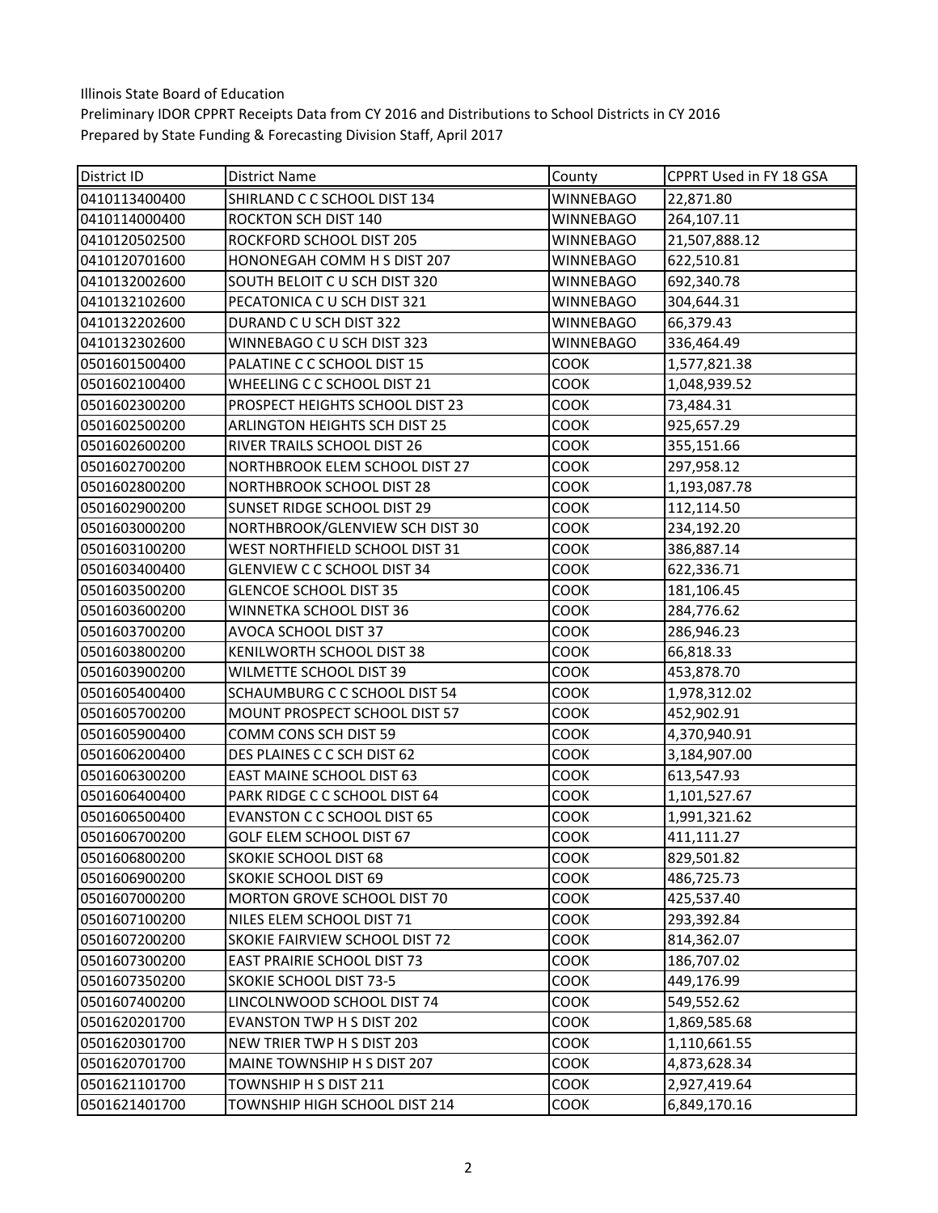Illinois State Board of Education
Preliminary IDOR CPPRT Receipts Data from CY 2016 and Distributions to School Districts in CY 2016
Prepared by State Funding & Forecasting Division Staff, April 2017

| District ID | District Name | County | CPPRT Used in FY 18 GSA |
|---|---|---|---|
| 0410113400400 | SHIRLAND C C SCHOOL DIST 134 | WINNEBAGO | 22,871.80 |
| 0410114000400 | ROCKTON SCH DIST 140 | WINNEBAGO | 264,107.11 |
| 0410120502500 | ROCKFORD SCHOOL DIST 205 | WINNEBAGO | 21,507,888.12 |
| 0410120701600 | HONONEGAH COMM H S DIST 207 | WINNEBAGO | 622,510.81 |
| 0410132002600 | SOUTH BELOIT C U SCH DIST 320 | WINNEBAGO | 692,340.78 |
| 0410132102600 | PECATONICA C U SCH DIST 321 | WINNEBAGO | 304,644.31 |
| 0410132202600 | DURAND C U SCH DIST 322 | WINNEBAGO | 66,379.43 |
| 0410132302600 | WINNEBAGO C U SCH DIST 323 | WINNEBAGO | 336,464.49 |
| 0501601500400 | PALATINE C C SCHOOL DIST 15 | COOK | 1,577,821.38 |
| 0501602100400 | WHEELING C C SCHOOL DIST 21 | COOK | 1,048,939.52 |
| 0501602300200 | PROSPECT HEIGHTS SCHOOL DIST 23 | COOK | 73,484.31 |
| 0501602500200 | ARLINGTON HEIGHTS SCH DIST 25 | COOK | 925,657.29 |
| 0501602600200 | RIVER TRAILS SCHOOL DIST 26 | COOK | 355,151.66 |
| 0501602700200 | NORTHBROOK ELEM SCHOOL DIST 27 | COOK | 297,958.12 |
| 0501602800200 | NORTHBROOK SCHOOL DIST 28 | COOK | 1,193,087.78 |
| 0501602900200 | SUNSET RIDGE SCHOOL DIST 29 | COOK | 112,114.50 |
| 0501603000200 | NORTHBROOK/GLENVIEW SCH DIST 30 | COOK | 234,192.20 |
| 0501603100200 | WEST NORTHFIELD SCHOOL DIST 31 | COOK | 386,887.14 |
| 0501603400400 | GLENVIEW C C SCHOOL DIST 34 | COOK | 622,336.71 |
| 0501603500200 | GLENCOE SCHOOL DIST 35 | COOK | 181,106.45 |
| 0501603600200 | WINNETKA SCHOOL DIST 36 | COOK | 284,776.62 |
| 0501603700200 | AVOCA SCHOOL DIST 37 | COOK | 286,946.23 |
| 0501603800200 | KENILWORTH SCHOOL DIST 38 | COOK | 66,818.33 |
| 0501603900200 | WILMETTE SCHOOL DIST 39 | COOK | 453,878.70 |
| 0501605400400 | SCHAUMBURG C C SCHOOL DIST 54 | COOK | 1,978,312.02 |
| 0501605700200 | MOUNT PROSPECT SCHOOL DIST 57 | COOK | 452,902.91 |
| 0501605900400 | COMM CONS SCH DIST 59 | COOK | 4,370,940.91 |
| 0501606200400 | DES PLAINES C C SCH DIST 62 | COOK | 3,184,907.00 |
| 0501606300200 | EAST MAINE SCHOOL DIST 63 | COOK | 613,547.93 |
| 0501606400400 | PARK RIDGE C C SCHOOL DIST 64 | COOK | 1,101,527.67 |
| 0501606500400 | EVANSTON C C SCHOOL DIST 65 | COOK | 1,991,321.62 |
| 0501606700200 | GOLF ELEM SCHOOL DIST 67 | COOK | 411,111.27 |
| 0501606800200 | SKOKIE SCHOOL DIST 68 | COOK | 829,501.82 |
| 0501606900200 | SKOKIE SCHOOL DIST 69 | COOK | 486,725.73 |
| 0501607000200 | MORTON GROVE SCHOOL DIST 70 | COOK | 425,537.40 |
| 0501607100200 | NILES ELEM SCHOOL DIST 71 | COOK | 293,392.84 |
| 0501607200200 | SKOKIE FAIRVIEW SCHOOL DIST 72 | COOK | 814,362.07 |
| 0501607300200 | EAST PRAIRIE SCHOOL DIST 73 | COOK | 186,707.02 |
| 0501607350200 | SKOKIE SCHOOL DIST 73-5 | COOK | 449,176.99 |
| 0501607400200 | LINCOLNWOOD SCHOOL DIST 74 | COOK | 549,552.62 |
| 0501620201700 | EVANSTON TWP H S DIST 202 | COOK | 1,869,585.68 |
| 0501620301700 | NEW TRIER TWP H S DIST 203 | COOK | 1,110,661.55 |
| 0501620701700 | MAINE TOWNSHIP H S DIST 207 | COOK | 4,873,628.34 |
| 0501621101700 | TOWNSHIP H S DIST 211 | COOK | 2,927,419.64 |
| 0501621401700 | TOWNSHIP HIGH SCHOOL DIST 214 | COOK | 6,849,170.16 |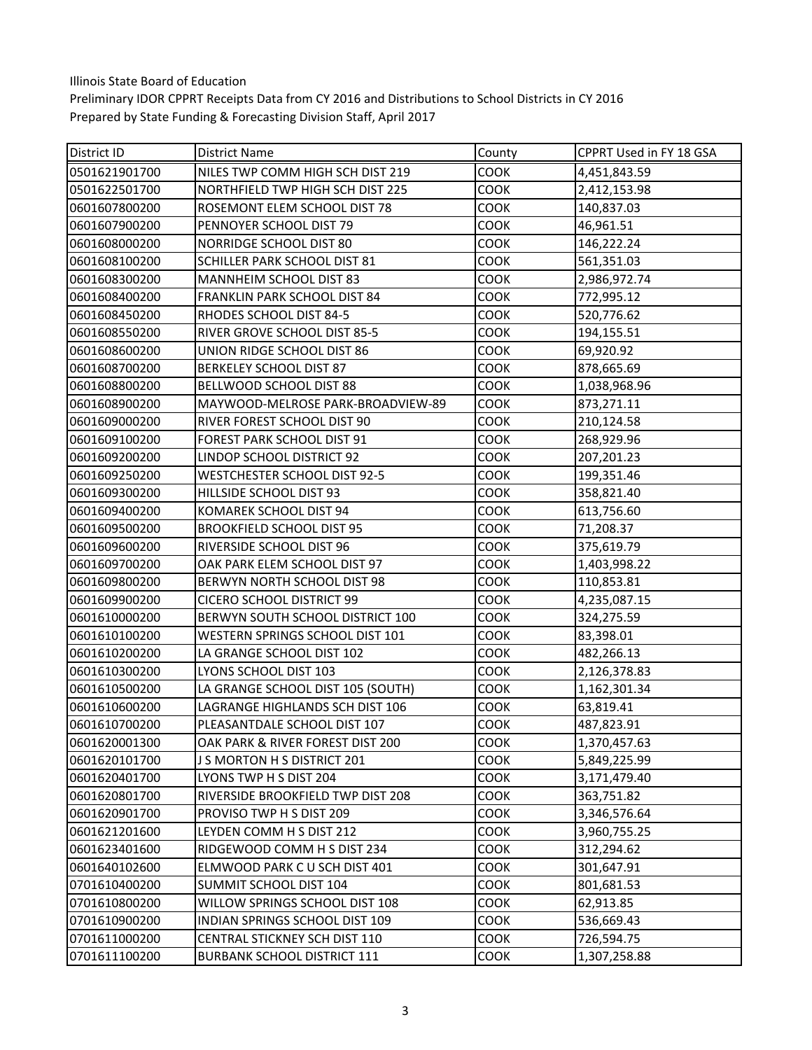Illinois State Board of Education
Preliminary IDOR CPPRT Receipts Data from CY 2016 and Distributions to School Districts in CY 2016
Prepared by State Funding & Forecasting Division Staff, April 2017

| District ID | District Name | County | CPPRT Used in FY 18 GSA |
|---|---|---|---|
| 0501621901700 | NILES TWP COMM HIGH SCH DIST 219 | COOK | 4,451,843.59 |
| 0501622501700 | NORTHFIELD TWP HIGH SCH DIST 225 | COOK | 2,412,153.98 |
| 0601607800200 | ROSEMONT ELEM SCHOOL DIST 78 | COOK | 140,837.03 |
| 0601607900200 | PENNOYER SCHOOL DIST 79 | COOK | 46,961.51 |
| 0601608000200 | NORRIDGE SCHOOL DIST 80 | COOK | 146,222.24 |
| 0601608100200 | SCHILLER PARK SCHOOL DIST 81 | COOK | 561,351.03 |
| 0601608300200 | MANNHEIM SCHOOL DIST 83 | COOK | 2,986,972.74 |
| 0601608400200 | FRANKLIN PARK SCHOOL DIST 84 | COOK | 772,995.12 |
| 0601608450200 | RHODES SCHOOL DIST 84-5 | COOK | 520,776.62 |
| 0601608550200 | RIVER GROVE SCHOOL DIST 85-5 | COOK | 194,155.51 |
| 0601608600200 | UNION RIDGE SCHOOL DIST 86 | COOK | 69,920.92 |
| 0601608700200 | BERKELEY SCHOOL DIST 87 | COOK | 878,665.69 |
| 0601608800200 | BELLWOOD SCHOOL DIST 88 | COOK | 1,038,968.96 |
| 0601608900200 | MAYWOOD-MELROSE PARK-BROADVIEW-89 | COOK | 873,271.11 |
| 0601609000200 | RIVER FOREST SCHOOL DIST 90 | COOK | 210,124.58 |
| 0601609100200 | FOREST PARK SCHOOL DIST 91 | COOK | 268,929.96 |
| 0601609200200 | LINDOP SCHOOL DISTRICT 92 | COOK | 207,201.23 |
| 0601609250200 | WESTCHESTER SCHOOL DIST 92-5 | COOK | 199,351.46 |
| 0601609300200 | HILLSIDE SCHOOL DIST 93 | COOK | 358,821.40 |
| 0601609400200 | KOMAREK SCHOOL DIST 94 | COOK | 613,756.60 |
| 0601609500200 | BROOKFIELD SCHOOL DIST 95 | COOK | 71,208.37 |
| 0601609600200 | RIVERSIDE SCHOOL DIST 96 | COOK | 375,619.79 |
| 0601609700200 | OAK PARK ELEM SCHOOL DIST 97 | COOK | 1,403,998.22 |
| 0601609800200 | BERWYN NORTH SCHOOL DIST 98 | COOK | 110,853.81 |
| 0601609900200 | CICERO SCHOOL DISTRICT 99 | COOK | 4,235,087.15 |
| 0601610000200 | BERWYN SOUTH SCHOOL DISTRICT 100 | COOK | 324,275.59 |
| 0601610100200 | WESTERN SPRINGS SCHOOL DIST 101 | COOK | 83,398.01 |
| 0601610200200 | LA GRANGE SCHOOL DIST 102 | COOK | 482,266.13 |
| 0601610300200 | LYONS SCHOOL DIST 103 | COOK | 2,126,378.83 |
| 0601610500200 | LA GRANGE SCHOOL DIST 105 (SOUTH) | COOK | 1,162,301.34 |
| 0601610600200 | LAGRANGE HIGHLANDS SCH DIST 106 | COOK | 63,819.41 |
| 0601610700200 | PLEASANTDALE SCHOOL DIST 107 | COOK | 487,823.91 |
| 0601620001300 | OAK PARK & RIVER FOREST DIST 200 | COOK | 1,370,457.63 |
| 0601620101700 | J S MORTON H S DISTRICT 201 | COOK | 5,849,225.99 |
| 0601620401700 | LYONS TWP H S DIST 204 | COOK | 3,171,479.40 |
| 0601620801700 | RIVERSIDE BROOKFIELD TWP DIST 208 | COOK | 363,751.82 |
| 0601620901700 | PROVISO TWP H S DIST 209 | COOK | 3,346,576.64 |
| 0601621201600 | LEYDEN COMM H S DIST 212 | COOK | 3,960,755.25 |
| 0601623401600 | RIDGEWOOD COMM H S DIST 234 | COOK | 312,294.62 |
| 0601640102600 | ELMWOOD PARK C U SCH DIST 401 | COOK | 301,647.91 |
| 0701610400200 | SUMMIT SCHOOL DIST 104 | COOK | 801,681.53 |
| 0701610800200 | WILLOW SPRINGS SCHOOL DIST 108 | COOK | 62,913.85 |
| 0701610900200 | INDIAN SPRINGS SCHOOL DIST 109 | COOK | 536,669.43 |
| 0701611000200 | CENTRAL STICKNEY SCH DIST 110 | COOK | 726,594.75 |
| 0701611100200 | BURBANK SCHOOL DISTRICT 111 | COOK | 1,307,258.88 |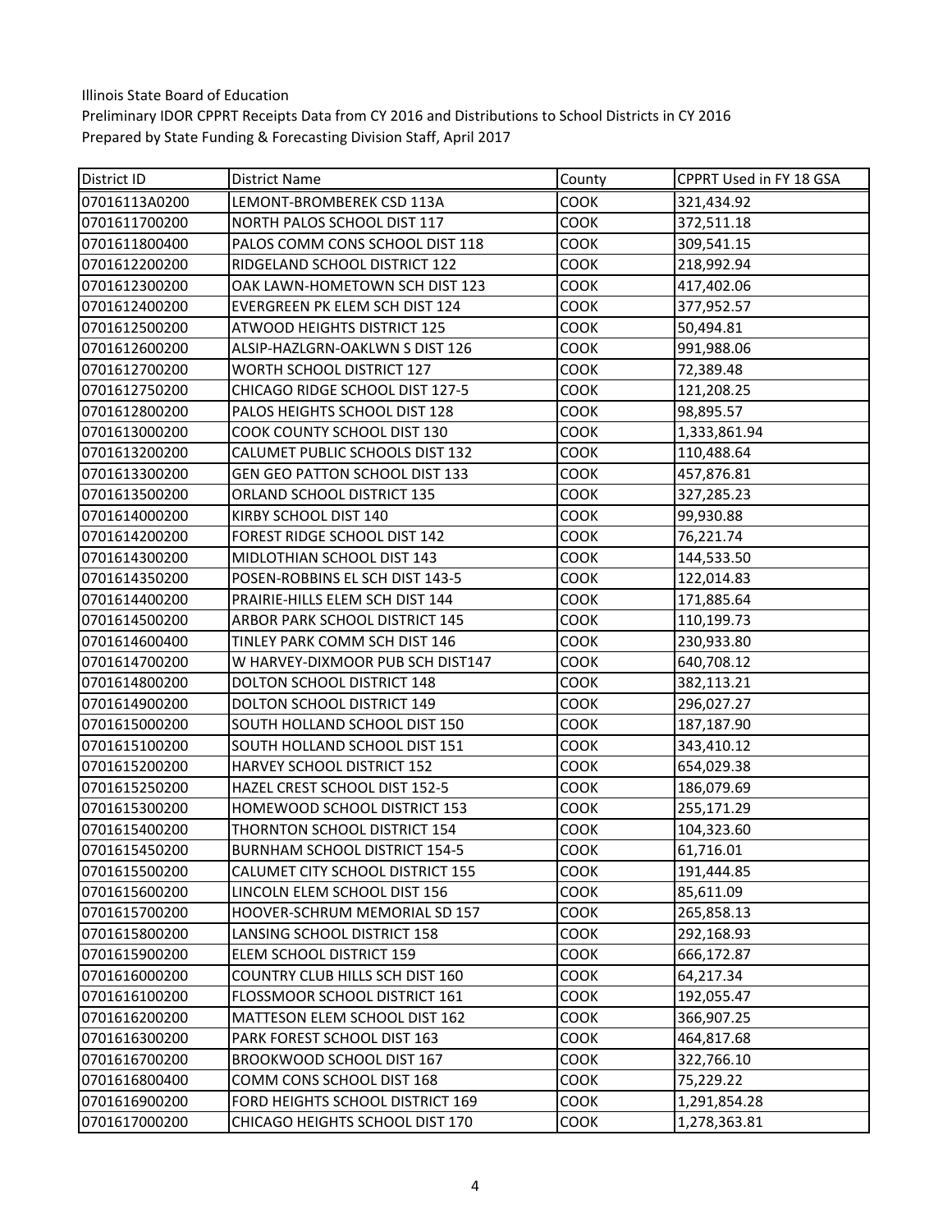Illinois State Board of Education
Preliminary IDOR CPPRT Receipts Data from CY 2016 and Distributions to School Districts in CY 2016
Prepared by State Funding & Forecasting Division Staff, April 2017

| District ID | District Name | County | CPPRT Used in FY 18 GSA |
|---|---|---|---|
| 07016113A0200 | LEMONT-BROMBEREK CSD 113A | COOK | 321,434.92 |
| 0701611700200 | NORTH PALOS SCHOOL DIST 117 | COOK | 372,511.18 |
| 0701611800400 | PALOS COMM CONS SCHOOL DIST 118 | COOK | 309,541.15 |
| 0701612200200 | RIDGELAND SCHOOL DISTRICT 122 | COOK | 218,992.94 |
| 0701612300200 | OAK LAWN-HOMETOWN SCH DIST 123 | COOK | 417,402.06 |
| 0701612400200 | EVERGREEN PK ELEM SCH DIST 124 | COOK | 377,952.57 |
| 0701612500200 | ATWOOD HEIGHTS DISTRICT 125 | COOK | 50,494.81 |
| 0701612600200 | ALSIP-HAZLGRN-OAKLWN S DIST 126 | COOK | 991,988.06 |
| 0701612700200 | WORTH SCHOOL DISTRICT 127 | COOK | 72,389.48 |
| 0701612750200 | CHICAGO RIDGE SCHOOL DIST 127-5 | COOK | 121,208.25 |
| 0701612800200 | PALOS HEIGHTS SCHOOL DIST 128 | COOK | 98,895.57 |
| 0701613000200 | COOK COUNTY SCHOOL DIST 130 | COOK | 1,333,861.94 |
| 0701613200200 | CALUMET PUBLIC SCHOOLS DIST 132 | COOK | 110,488.64 |
| 0701613300200 | GEN GEO PATTON SCHOOL DIST 133 | COOK | 457,876.81 |
| 0701613500200 | ORLAND SCHOOL DISTRICT 135 | COOK | 327,285.23 |
| 0701614000200 | KIRBY SCHOOL DIST 140 | COOK | 99,930.88 |
| 0701614200200 | FOREST RIDGE SCHOOL DIST 142 | COOK | 76,221.74 |
| 0701614300200 | MIDLOTHIAN SCHOOL DIST 143 | COOK | 144,533.50 |
| 0701614350200 | POSEN-ROBBINS EL SCH DIST 143-5 | COOK | 122,014.83 |
| 0701614400200 | PRAIRIE-HILLS ELEM SCH DIST 144 | COOK | 171,885.64 |
| 0701614500200 | ARBOR PARK SCHOOL DISTRICT 145 | COOK | 110,199.73 |
| 0701614600400 | TINLEY PARK COMM SCH DIST 146 | COOK | 230,933.80 |
| 0701614700200 | W HARVEY-DIXMOOR PUB SCH DIST147 | COOK | 640,708.12 |
| 0701614800200 | DOLTON SCHOOL DISTRICT 148 | COOK | 382,113.21 |
| 0701614900200 | DOLTON SCHOOL DISTRICT 149 | COOK | 296,027.27 |
| 0701615000200 | SOUTH HOLLAND SCHOOL DIST 150 | COOK | 187,187.90 |
| 0701615100200 | SOUTH HOLLAND SCHOOL DIST 151 | COOK | 343,410.12 |
| 0701615200200 | HARVEY SCHOOL DISTRICT 152 | COOK | 654,029.38 |
| 0701615250200 | HAZEL CREST SCHOOL DIST 152-5 | COOK | 186,079.69 |
| 0701615300200 | HOMEWOOD SCHOOL DISTRICT 153 | COOK | 255,171.29 |
| 0701615400200 | THORNTON SCHOOL DISTRICT 154 | COOK | 104,323.60 |
| 0701615450200 | BURNHAM SCHOOL DISTRICT 154-5 | COOK | 61,716.01 |
| 0701615500200 | CALUMET CITY SCHOOL DISTRICT 155 | COOK | 191,444.85 |
| 0701615600200 | LINCOLN ELEM SCHOOL DIST 156 | COOK | 85,611.09 |
| 0701615700200 | HOOVER-SCHRUM MEMORIAL SD 157 | COOK | 265,858.13 |
| 0701615800200 | LANSING SCHOOL DISTRICT 158 | COOK | 292,168.93 |
| 0701615900200 | ELEM SCHOOL DISTRICT 159 | COOK | 666,172.87 |
| 0701616000200 | COUNTRY CLUB HILLS SCH DIST 160 | COOK | 64,217.34 |
| 0701616100200 | FLOSSMOOR SCHOOL DISTRICT 161 | COOK | 192,055.47 |
| 0701616200200 | MATTESON ELEM SCHOOL DIST 162 | COOK | 366,907.25 |
| 0701616300200 | PARK FOREST SCHOOL DIST 163 | COOK | 464,817.68 |
| 0701616700200 | BROOKWOOD SCHOOL DIST 167 | COOK | 322,766.10 |
| 0701616800400 | COMM CONS SCHOOL DIST 168 | COOK | 75,229.22 |
| 0701616900200 | FORD HEIGHTS SCHOOL DISTRICT 169 | COOK | 1,291,854.28 |
| 0701617000200 | CHICAGO HEIGHTS SCHOOL DIST 170 | COOK | 1,278,363.81 |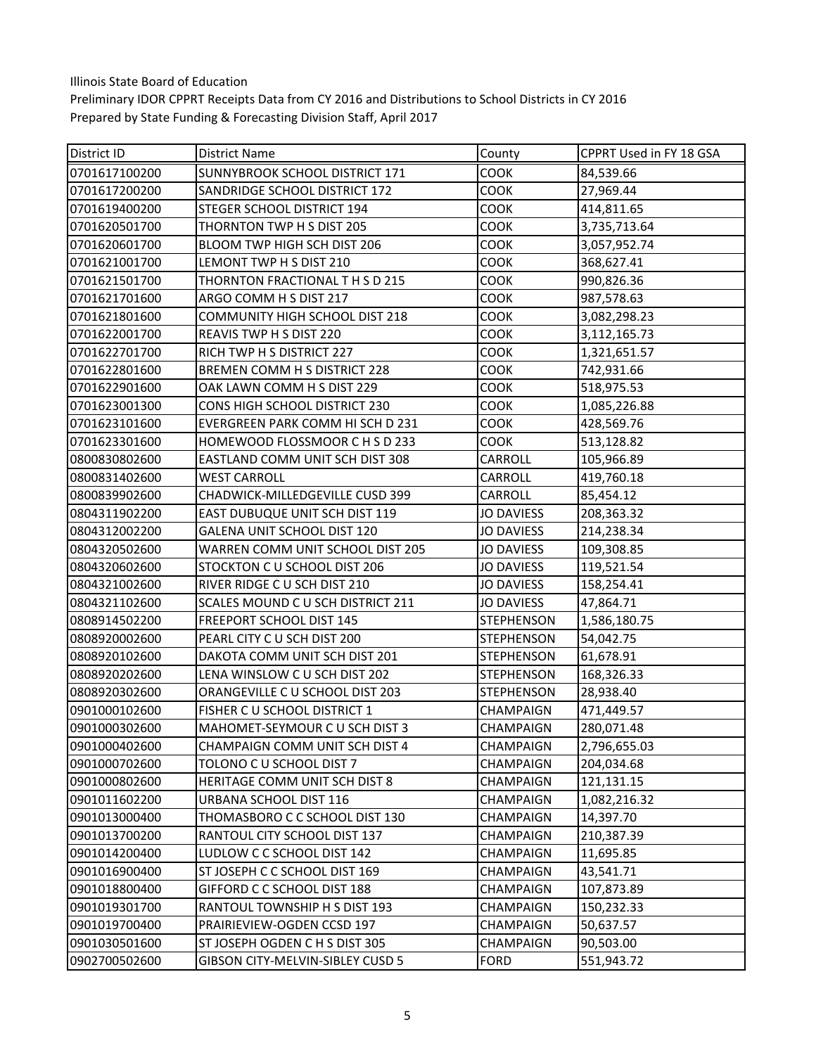Illinois State Board of Education
Preliminary IDOR CPPRT Receipts Data from CY 2016 and Distributions to School Districts in CY 2016
Prepared by State Funding & Forecasting Division Staff, April 2017

| District ID | District Name | County | CPPRT Used in FY 18 GSA |
|---|---|---|---|
| 0701617100200 | SUNNYBROOK SCHOOL DISTRICT 171 | COOK | 84,539.66 |
| 0701617200200 | SANDRIDGE SCHOOL DISTRICT 172 | COOK | 27,969.44 |
| 0701619400200 | STEGER SCHOOL DISTRICT 194 | COOK | 414,811.65 |
| 0701620501700 | THORNTON TWP H S DIST 205 | COOK | 3,735,713.64 |
| 0701620601700 | BLOOM TWP HIGH SCH DIST 206 | COOK | 3,057,952.74 |
| 0701621001700 | LEMONT TWP H S DIST 210 | COOK | 368,627.41 |
| 0701621501700 | THORNTON FRACTIONAL T H S D 215 | COOK | 990,826.36 |
| 0701621701600 | ARGO COMM H S DIST 217 | COOK | 987,578.63 |
| 0701621801600 | COMMUNITY HIGH SCHOOL DIST 218 | COOK | 3,082,298.23 |
| 0701622001700 | REAVIS TWP H S DIST 220 | COOK | 3,112,165.73 |
| 0701622701700 | RICH TWP H S DISTRICT 227 | COOK | 1,321,651.57 |
| 0701622801600 | BREMEN COMM H S DISTRICT 228 | COOK | 742,931.66 |
| 0701622901600 | OAK LAWN COMM H S DIST 229 | COOK | 518,975.53 |
| 0701623001300 | CONS HIGH SCHOOL DISTRICT 230 | COOK | 1,085,226.88 |
| 0701623101600 | EVERGREEN PARK COMM HI SCH D 231 | COOK | 428,569.76 |
| 0701623301600 | HOMEWOOD FLOSSMOOR C H S D 233 | COOK | 513,128.82 |
| 0800830802600 | EASTLAND COMM UNIT SCH DIST 308 | CARROLL | 105,966.89 |
| 0800831402600 | WEST CARROLL | CARROLL | 419,760.18 |
| 0800839902600 | CHADWICK-MILLEDGEVILLE CUSD 399 | CARROLL | 85,454.12 |
| 0804311902200 | EAST DUBUQUE UNIT SCH DIST 119 | JO DAVIESS | 208,363.32 |
| 0804312002200 | GALENA UNIT SCHOOL DIST 120 | JO DAVIESS | 214,238.34 |
| 0804320502600 | WARREN COMM UNIT SCHOOL DIST 205 | JO DAVIESS | 109,308.85 |
| 0804320602600 | STOCKTON C U SCHOOL DIST 206 | JO DAVIESS | 119,521.54 |
| 0804321002600 | RIVER RIDGE C U SCH DIST 210 | JO DAVIESS | 158,254.41 |
| 0804321102600 | SCALES MOUND C U SCH DISTRICT 211 | JO DAVIESS | 47,864.71 |
| 0808914502200 | FREEPORT SCHOOL DIST 145 | STEPHENSON | 1,586,180.75 |
| 0808920002600 | PEARL CITY C U SCH DIST 200 | STEPHENSON | 54,042.75 |
| 0808920102600 | DAKOTA COMM UNIT SCH DIST 201 | STEPHENSON | 61,678.91 |
| 0808920202600 | LENA WINSLOW C U SCH DIST 202 | STEPHENSON | 168,326.33 |
| 0808920302600 | ORANGEVILLE C U SCHOOL DIST 203 | STEPHENSON | 28,938.40 |
| 0901000102600 | FISHER C U SCHOOL DISTRICT 1 | CHAMPAIGN | 471,449.57 |
| 0901000302600 | MAHOMET-SEYMOUR C U SCH DIST 3 | CHAMPAIGN | 280,071.48 |
| 0901000402600 | CHAMPAIGN COMM UNIT SCH DIST 4 | CHAMPAIGN | 2,796,655.03 |
| 0901000702600 | TOLONO C U SCHOOL DIST 7 | CHAMPAIGN | 204,034.68 |
| 0901000802600 | HERITAGE COMM UNIT SCH DIST 8 | CHAMPAIGN | 121,131.15 |
| 0901011602200 | URBANA SCHOOL DIST 116 | CHAMPAIGN | 1,082,216.32 |
| 0901013000400 | THOMASBORO C C SCHOOL DIST 130 | CHAMPAIGN | 14,397.70 |
| 0901013700200 | RANTOUL CITY SCHOOL DIST 137 | CHAMPAIGN | 210,387.39 |
| 0901014200400 | LUDLOW C C SCHOOL DIST 142 | CHAMPAIGN | 11,695.85 |
| 0901016900400 | ST JOSEPH C C SCHOOL DIST 169 | CHAMPAIGN | 43,541.71 |
| 0901018800400 | GIFFORD C C SCHOOL DIST 188 | CHAMPAIGN | 107,873.89 |
| 0901019301700 | RANTOUL TOWNSHIP H S DIST 193 | CHAMPAIGN | 150,232.33 |
| 0901019700400 | PRAIRIEVIEW-OGDEN CCSD 197 | CHAMPAIGN | 50,637.57 |
| 0901030501600 | ST JOSEPH OGDEN C H S DIST 305 | CHAMPAIGN | 90,503.00 |
| 0902700502600 | GIBSON CITY-MELVIN-SIBLEY CUSD 5 | FORD | 551,943.72 |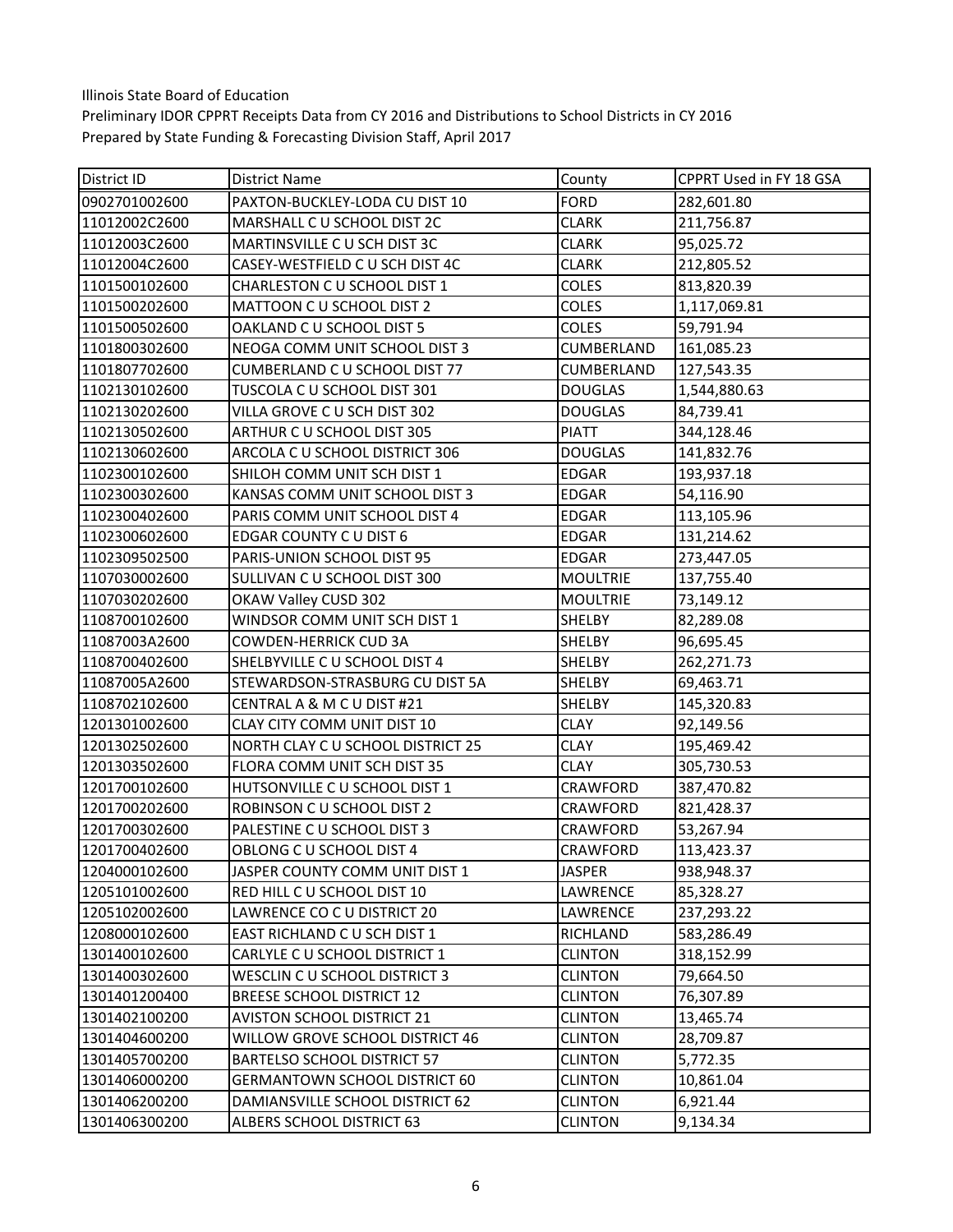Illinois State Board of Education

Preliminary IDOR CPPRT Receipts Data from CY 2016 and Distributions to School Districts in CY 2016

Prepared by State Funding & Forecasting Division Staff, April 2017

| District ID | District Name | County | CPPRT Used in FY 18 GSA |
|---|---|---|---|
| 0902701002600 | PAXTON-BUCKLEY-LODA CU DIST 10 | FORD | 282,601.80 |
| 11012002C2600 | MARSHALL C U SCHOOL DIST 2C | CLARK | 211,756.87 |
| 11012003C2600 | MARTINSVILLE C U SCH DIST 3C | CLARK | 95,025.72 |
| 11012004C2600 | CASEY-WESTFIELD C U SCH DIST 4C | CLARK | 212,805.52 |
| 1101500102600 | CHARLESTON C U SCHOOL DIST 1 | COLES | 813,820.39 |
| 1101500202600 | MATTOON C U SCHOOL DIST 2 | COLES | 1,117,069.81 |
| 1101500502600 | OAKLAND C U SCHOOL DIST 5 | COLES | 59,791.94 |
| 1101800302600 | NEOGA COMM UNIT SCHOOL DIST 3 | CUMBERLAND | 161,085.23 |
| 1101807702600 | CUMBERLAND C U SCHOOL DIST 77 | CUMBERLAND | 127,543.35 |
| 1102130102600 | TUSCOLA C U SCHOOL DIST 301 | DOUGLAS | 1,544,880.63 |
| 1102130202600 | VILLA GROVE C U SCH DIST 302 | DOUGLAS | 84,739.41 |
| 1102130502600 | ARTHUR C U SCHOOL DIST 305 | PIATT | 344,128.46 |
| 1102130602600 | ARCOLA C U SCHOOL DISTRICT 306 | DOUGLAS | 141,832.76 |
| 1102300102600 | SHILOH COMM UNIT SCH DIST 1 | EDGAR | 193,937.18 |
| 1102300302600 | KANSAS COMM UNIT SCHOOL DIST 3 | EDGAR | 54,116.90 |
| 1102300402600 | PARIS COMM UNIT SCHOOL DIST 4 | EDGAR | 113,105.96 |
| 1102300602600 | EDGAR COUNTY C U DIST 6 | EDGAR | 131,214.62 |
| 1102309502500 | PARIS-UNION SCHOOL DIST 95 | EDGAR | 273,447.05 |
| 1107030002600 | SULLIVAN C U SCHOOL DIST 300 | MOULTRIE | 137,755.40 |
| 1107030202600 | OKAW Valley CUSD 302 | MOULTRIE | 73,149.12 |
| 1108700102600 | WINDSOR COMM UNIT SCH DIST 1 | SHELBY | 82,289.08 |
| 11087003A2600 | COWDEN-HERRICK CUD 3A | SHELBY | 96,695.45 |
| 1108700402600 | SHELBYVILLE C U SCHOOL DIST 4 | SHELBY | 262,271.73 |
| 11087005A2600 | STEWARDSON-STRASBURG CU DIST 5A | SHELBY | 69,463.71 |
| 1108702102600 | CENTRAL A & M C U DIST #21 | SHELBY | 145,320.83 |
| 1201301002600 | CLAY CITY COMM UNIT DIST 10 | CLAY | 92,149.56 |
| 1201302502600 | NORTH CLAY C U SCHOOL DISTRICT 25 | CLAY | 195,469.42 |
| 1201303502600 | FLORA COMM UNIT SCH DIST 35 | CLAY | 305,730.53 |
| 1201700102600 | HUTSONVILLE C U SCHOOL DIST 1 | CRAWFORD | 387,470.82 |
| 1201700202600 | ROBINSON C U SCHOOL DIST 2 | CRAWFORD | 821,428.37 |
| 1201700302600 | PALESTINE C U SCHOOL DIST 3 | CRAWFORD | 53,267.94 |
| 1201700402600 | OBLONG C U SCHOOL DIST 4 | CRAWFORD | 113,423.37 |
| 1204000102600 | JASPER COUNTY COMM UNIT DIST 1 | JASPER | 938,948.37 |
| 1205101002600 | RED HILL C U SCHOOL DIST 10 | LAWRENCE | 85,328.27 |
| 1205102002600 | LAWRENCE CO C U DISTRICT 20 | LAWRENCE | 237,293.22 |
| 1208000102600 | EAST RICHLAND C U SCH DIST 1 | RICHLAND | 583,286.49 |
| 1301400102600 | CARLYLE C U SCHOOL DISTRICT 1 | CLINTON | 318,152.99 |
| 1301400302600 | WESCLIN C U SCHOOL DISTRICT 3 | CLINTON | 79,664.50 |
| 1301401200400 | BREESE SCHOOL DISTRICT 12 | CLINTON | 76,307.89 |
| 1301402100200 | AVISTON SCHOOL DISTRICT 21 | CLINTON | 13,465.74 |
| 1301404600200 | WILLOW GROVE SCHOOL DISTRICT 46 | CLINTON | 28,709.87 |
| 1301405700200 | BARTELSO SCHOOL DISTRICT 57 | CLINTON | 5,772.35 |
| 1301406000200 | GERMANTOWN SCHOOL DISTRICT 60 | CLINTON | 10,861.04 |
| 1301406200200 | DAMIANSVILLE SCHOOL DISTRICT 62 | CLINTON | 6,921.44 |
| 1301406300200 | ALBERS SCHOOL DISTRICT 63 | CLINTON | 9,134.34 |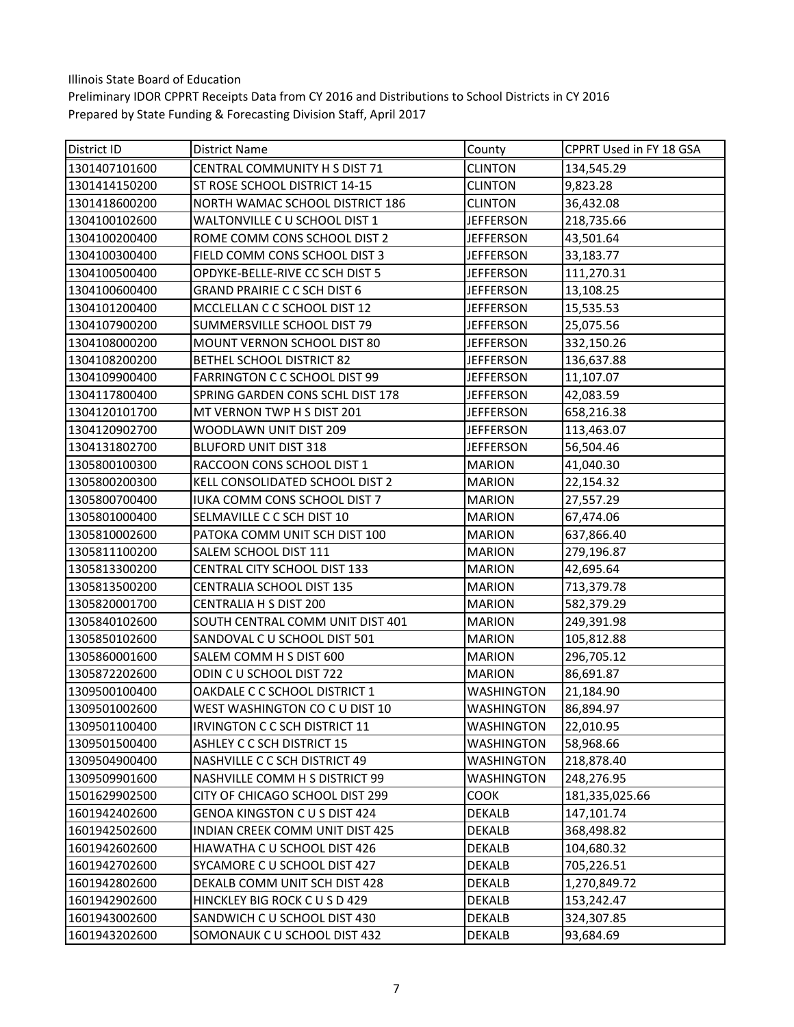Illinois State Board of Education
Preliminary IDOR CPPRT Receipts Data from CY 2016 and Distributions to School Districts in CY 2016
Prepared by State Funding & Forecasting Division Staff, April 2017

| District ID | District Name | County | CPPRT Used in FY 18 GSA |
|---|---|---|---|
| 1301407101600 | CENTRAL COMMUNITY H S DIST 71 | CLINTON | 134,545.29 |
| 1301414150200 | ST ROSE SCHOOL DISTRICT 14-15 | CLINTON | 9,823.28 |
| 1301418600200 | NORTH WAMAC SCHOOL DISTRICT 186 | CLINTON | 36,432.08 |
| 1304100102600 | WALTONVILLE C U SCHOOL DIST 1 | JEFFERSON | 218,735.66 |
| 1304100200400 | ROME COMM CONS SCHOOL DIST 2 | JEFFERSON | 43,501.64 |
| 1304100300400 | FIELD COMM CONS SCHOOL DIST 3 | JEFFERSON | 33,183.77 |
| 1304100500400 | OPDYKE-BELLE-RIVE CC SCH DIST 5 | JEFFERSON | 111,270.31 |
| 1304100600400 | GRAND PRAIRIE C C SCH DIST 6 | JEFFERSON | 13,108.25 |
| 1304101200400 | MCCLELLAN C C SCHOOL DIST 12 | JEFFERSON | 15,535.53 |
| 1304107900200 | SUMMERSVILLE SCHOOL DIST 79 | JEFFERSON | 25,075.56 |
| 1304108000200 | MOUNT VERNON SCHOOL DIST 80 | JEFFERSON | 332,150.26 |
| 1304108200200 | BETHEL SCHOOL DISTRICT 82 | JEFFERSON | 136,637.88 |
| 1304109900400 | FARRINGTON C C SCHOOL DIST 99 | JEFFERSON | 11,107.07 |
| 1304117800400 | SPRING GARDEN CONS SCHL DIST 178 | JEFFERSON | 42,083.59 |
| 1304120101700 | MT VERNON TWP H S DIST 201 | JEFFERSON | 658,216.38 |
| 1304120902700 | WOODLAWN UNIT DIST 209 | JEFFERSON | 113,463.07 |
| 1304131802700 | BLUFORD UNIT DIST 318 | JEFFERSON | 56,504.46 |
| 1305800100300 | RACCOON CONS SCHOOL DIST 1 | MARION | 41,040.30 |
| 1305800200300 | KELL CONSOLIDATED SCHOOL DIST 2 | MARION | 22,154.32 |
| 1305800700400 | IUKA COMM CONS SCHOOL DIST 7 | MARION | 27,557.29 |
| 1305801000400 | SELMAVILLE C C SCH DIST 10 | MARION | 67,474.06 |
| 1305810002600 | PATOKA COMM UNIT SCH DIST 100 | MARION | 637,866.40 |
| 1305811100200 | SALEM SCHOOL DIST 111 | MARION | 279,196.87 |
| 1305813300200 | CENTRAL CITY SCHOOL DIST 133 | MARION | 42,695.64 |
| 1305813500200 | CENTRALIA SCHOOL DIST 135 | MARION | 713,379.78 |
| 1305820001700 | CENTRALIA H S DIST 200 | MARION | 582,379.29 |
| 1305840102600 | SOUTH CENTRAL COMM UNIT DIST 401 | MARION | 249,391.98 |
| 1305850102600 | SANDOVAL C U SCHOOL DIST 501 | MARION | 105,812.88 |
| 1305860001600 | SALEM COMM H S DIST 600 | MARION | 296,705.12 |
| 1305872202600 | ODIN C U SCHOOL DIST 722 | MARION | 86,691.87 |
| 1309500100400 | OAKDALE C C SCHOOL DISTRICT 1 | WASHINGTON | 21,184.90 |
| 1309501002600 | WEST WASHINGTON CO C U DIST 10 | WASHINGTON | 86,894.97 |
| 1309501100400 | IRVINGTON C C SCH DISTRICT 11 | WASHINGTON | 22,010.95 |
| 1309501500400 | ASHLEY C C SCH DISTRICT 15 | WASHINGTON | 58,968.66 |
| 1309504900400 | NASHVILLE C C SCH DISTRICT 49 | WASHINGTON | 218,878.40 |
| 1309509901600 | NASHVILLE COMM H S DISTRICT 99 | WASHINGTON | 248,276.95 |
| 1501629902500 | CITY OF CHICAGO SCHOOL DIST 299 | COOK | 181,335,025.66 |
| 1601942402600 | GENOA KINGSTON C U S DIST 424 | DEKALB | 147,101.74 |
| 1601942502600 | INDIAN CREEK COMM UNIT DIST 425 | DEKALB | 368,498.82 |
| 1601942602600 | HIAWATHA C U SCHOOL DIST 426 | DEKALB | 104,680.32 |
| 1601942702600 | SYCAMORE C U SCHOOL DIST 427 | DEKALB | 705,226.51 |
| 1601942802600 | DEKALB COMM UNIT SCH DIST 428 | DEKALB | 1,270,849.72 |
| 1601942902600 | HINCKLEY BIG ROCK C U S D 429 | DEKALB | 153,242.47 |
| 1601943002600 | SANDWICH C U SCHOOL DIST 430 | DEKALB | 324,307.85 |
| 1601943202600 | SOMONAUK C U SCHOOL DIST 432 | DEKALB | 93,684.69 |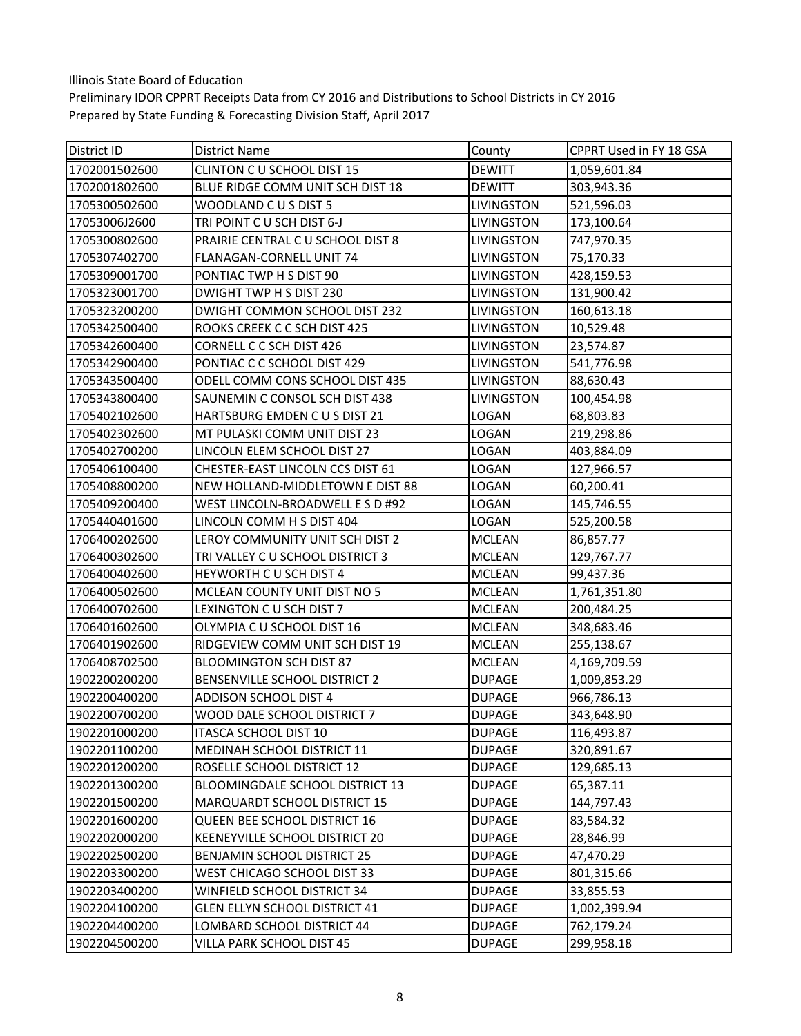Illinois State Board of Education
Preliminary IDOR CPPRT Receipts Data from CY 2016 and Distributions to School Districts in CY 2016
Prepared by State Funding & Forecasting Division Staff, April 2017

| District ID | District Name | County | CPPRT Used in FY 18 GSA |
|---|---|---|---|
| 1702001502600 | CLINTON C U SCHOOL DIST 15 | DEWITT | 1,059,601.84 |
| 1702001802600 | BLUE RIDGE COMM UNIT SCH DIST 18 | DEWITT | 303,943.36 |
| 1705300502600 | WOODLAND C U S DIST 5 | LIVINGSTON | 521,596.03 |
| 17053006J2600 | TRI POINT C U SCH DIST 6-J | LIVINGSTON | 173,100.64 |
| 1705300802600 | PRAIRIE CENTRAL C U SCHOOL DIST 8 | LIVINGSTON | 747,970.35 |
| 1705307402700 | FLANAGAN-CORNELL UNIT 74 | LIVINGSTON | 75,170.33 |
| 1705309001700 | PONTIAC TWP H S DIST 90 | LIVINGSTON | 428,159.53 |
| 1705323001700 | DWIGHT TWP H S DIST 230 | LIVINGSTON | 131,900.42 |
| 1705323200200 | DWIGHT COMMON SCHOOL DIST 232 | LIVINGSTON | 160,613.18 |
| 1705342500400 | ROOKS CREEK C C SCH DIST 425 | LIVINGSTON | 10,529.48 |
| 1705342600400 | CORNELL C C SCH DIST 426 | LIVINGSTON | 23,574.87 |
| 1705342900400 | PONTIAC C C SCHOOL DIST 429 | LIVINGSTON | 541,776.98 |
| 1705343500400 | ODELL COMM CONS SCHOOL DIST 435 | LIVINGSTON | 88,630.43 |
| 1705343800400 | SAUNEMIN C CONSOL SCH DIST 438 | LIVINGSTON | 100,454.98 |
| 1705402102600 | HARTSBURG EMDEN C U S DIST 21 | LOGAN | 68,803.83 |
| 1705402302600 | MT PULASKI COMM UNIT DIST 23 | LOGAN | 219,298.86 |
| 1705402700200 | LINCOLN ELEM SCHOOL DIST 27 | LOGAN | 403,884.09 |
| 1705406100400 | CHESTER-EAST LINCOLN CCS DIST 61 | LOGAN | 127,966.57 |
| 1705408800200 | NEW HOLLAND-MIDDLETOWN E DIST 88 | LOGAN | 60,200.41 |
| 1705409200400 | WEST LINCOLN-BROADWELL E S D #92 | LOGAN | 145,746.55 |
| 1705440401600 | LINCOLN COMM H S DIST 404 | LOGAN | 525,200.58 |
| 1706400202600 | LEROY COMMUNITY UNIT SCH DIST 2 | MCLEAN | 86,857.77 |
| 1706400302600 | TRI VALLEY C U SCHOOL DISTRICT 3 | MCLEAN | 129,767.77 |
| 1706400402600 | HEYWORTH C U SCH DIST 4 | MCLEAN | 99,437.36 |
| 1706400502600 | MCLEAN COUNTY UNIT DIST NO 5 | MCLEAN | 1,761,351.80 |
| 1706400702600 | LEXINGTON C U SCH DIST 7 | MCLEAN | 200,484.25 |
| 1706401602600 | OLYMPIA C U SCHOOL DIST 16 | MCLEAN | 348,683.46 |
| 1706401902600 | RIDGEVIEW COMM UNIT SCH DIST 19 | MCLEAN | 255,138.67 |
| 1706408702500 | BLOOMINGTON SCH DIST 87 | MCLEAN | 4,169,709.59 |
| 1902200200200 | BENSENVILLE SCHOOL DISTRICT 2 | DUPAGE | 1,009,853.29 |
| 1902200400200 | ADDISON SCHOOL DIST 4 | DUPAGE | 966,786.13 |
| 1902200700200 | WOOD DALE SCHOOL DISTRICT 7 | DUPAGE | 343,648.90 |
| 1902201000200 | ITASCA SCHOOL DIST 10 | DUPAGE | 116,493.87 |
| 1902201100200 | MEDINAH SCHOOL DISTRICT 11 | DUPAGE | 320,891.67 |
| 1902201200200 | ROSELLE SCHOOL DISTRICT 12 | DUPAGE | 129,685.13 |
| 1902201300200 | BLOOMINGDALE SCHOOL DISTRICT 13 | DUPAGE | 65,387.11 |
| 1902201500200 | MARQUARDT SCHOOL DISTRICT 15 | DUPAGE | 144,797.43 |
| 1902201600200 | QUEEN BEE SCHOOL DISTRICT 16 | DUPAGE | 83,584.32 |
| 1902202000200 | KEENEYVILLE SCHOOL DISTRICT 20 | DUPAGE | 28,846.99 |
| 1902202500200 | BENJAMIN SCHOOL DISTRICT 25 | DUPAGE | 47,470.29 |
| 1902203300200 | WEST CHICAGO SCHOOL DIST 33 | DUPAGE | 801,315.66 |
| 1902203400200 | WINFIELD SCHOOL DISTRICT 34 | DUPAGE | 33,855.53 |
| 1902204100200 | GLEN ELLYN SCHOOL DISTRICT 41 | DUPAGE | 1,002,399.94 |
| 1902204400200 | LOMBARD SCHOOL DISTRICT 44 | DUPAGE | 762,179.24 |
| 1902204500200 | VILLA PARK SCHOOL DIST 45 | DUPAGE | 299,958.18 |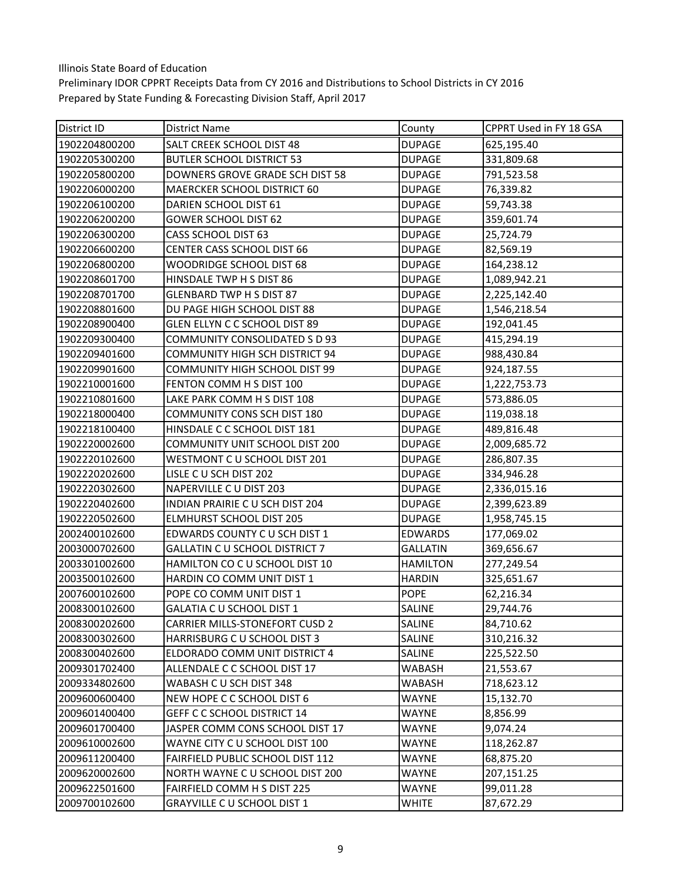Illinois State Board of Education
Preliminary IDOR CPPRT Receipts Data from CY 2016 and Distributions to School Districts in CY 2016
Prepared by State Funding & Forecasting Division Staff, April 2017

| District ID | District Name | County | CPPRT Used in FY 18 GSA |
|---|---|---|---|
| 1902204800200 | SALT CREEK SCHOOL DIST 48 | DUPAGE | 625,195.40 |
| 1902205300200 | BUTLER SCHOOL DISTRICT 53 | DUPAGE | 331,809.68 |
| 1902205800200 | DOWNERS GROVE GRADE SCH DIST 58 | DUPAGE | 791,523.58 |
| 1902206000200 | MAERCKER SCHOOL DISTRICT 60 | DUPAGE | 76,339.82 |
| 1902206100200 | DARIEN SCHOOL DIST 61 | DUPAGE | 59,743.38 |
| 1902206200200 | GOWER SCHOOL DIST 62 | DUPAGE | 359,601.74 |
| 1902206300200 | CASS SCHOOL DIST 63 | DUPAGE | 25,724.79 |
| 1902206600200 | CENTER CASS SCHOOL DIST 66 | DUPAGE | 82,569.19 |
| 1902206800200 | WOODRIDGE SCHOOL DIST 68 | DUPAGE | 164,238.12 |
| 1902208601700 | HINSDALE TWP H S DIST 86 | DUPAGE | 1,089,942.21 |
| 1902208701700 | GLENBARD TWP H S DIST 87 | DUPAGE | 2,225,142.40 |
| 1902208801600 | DU PAGE HIGH SCHOOL DIST 88 | DUPAGE | 1,546,218.54 |
| 1902208900400 | GLEN ELLYN C C SCHOOL DIST 89 | DUPAGE | 192,041.45 |
| 1902209300400 | COMMUNITY CONSOLIDATED S D 93 | DUPAGE | 415,294.19 |
| 1902209401600 | COMMUNITY HIGH SCH DISTRICT 94 | DUPAGE | 988,430.84 |
| 1902209901600 | COMMUNITY HIGH SCHOOL DIST 99 | DUPAGE | 924,187.55 |
| 1902210001600 | FENTON COMM H S DIST 100 | DUPAGE | 1,222,753.73 |
| 1902210801600 | LAKE PARK COMM H S DIST 108 | DUPAGE | 573,886.05 |
| 1902218000400 | COMMUNITY CONS SCH DIST 180 | DUPAGE | 119,038.18 |
| 1902218100400 | HINSDALE C C SCHOOL DIST 181 | DUPAGE | 489,816.48 |
| 1902220002600 | COMMUNITY UNIT SCHOOL DIST 200 | DUPAGE | 2,009,685.72 |
| 1902220102600 | WESTMONT C U SCHOOL DIST 201 | DUPAGE | 286,807.35 |
| 1902220202600 | LISLE C U SCH DIST 202 | DUPAGE | 334,946.28 |
| 1902220302600 | NAPERVILLE C U DIST 203 | DUPAGE | 2,336,015.16 |
| 1902220402600 | INDIAN PRAIRIE C U SCH DIST 204 | DUPAGE | 2,399,623.89 |
| 1902220502600 | ELMHURST SCHOOL DIST 205 | DUPAGE | 1,958,745.15 |
| 2002400102600 | EDWARDS COUNTY C U SCH DIST 1 | EDWARDS | 177,069.02 |
| 2003000702600 | GALLATIN C U SCHOOL DISTRICT 7 | GALLATIN | 369,656.67 |
| 2003301002600 | HAMILTON CO C U SCHOOL DIST 10 | HAMILTON | 277,249.54 |
| 2003500102600 | HARDIN CO COMM UNIT DIST 1 | HARDIN | 325,651.67 |
| 2007600102600 | POPE CO COMM UNIT DIST 1 | POPE | 62,216.34 |
| 2008300102600 | GALATIA C U SCHOOL DIST 1 | SALINE | 29,744.76 |
| 2008300202600 | CARRIER MILLS-STONEFORT CUSD 2 | SALINE | 84,710.62 |
| 2008300302600 | HARRISBURG C U SCHOOL DIST 3 | SALINE | 310,216.32 |
| 2008300402600 | ELDORADO COMM UNIT DISTRICT 4 | SALINE | 225,522.50 |
| 2009301702400 | ALLENDALE C C SCHOOL DIST 17 | WABASH | 21,553.67 |
| 2009334802600 | WABASH C U SCH DIST 348 | WABASH | 718,623.12 |
| 2009600600400 | NEW HOPE C C SCHOOL DIST 6 | WAYNE | 15,132.70 |
| 2009601400400 | GEFF C C SCHOOL DISTRICT 14 | WAYNE | 8,856.99 |
| 2009601700400 | JASPER COMM CONS SCHOOL DIST 17 | WAYNE | 9,074.24 |
| 2009610002600 | WAYNE CITY C U SCHOOL DIST 100 | WAYNE | 118,262.87 |
| 2009611200400 | FAIRFIELD PUBLIC SCHOOL DIST 112 | WAYNE | 68,875.20 |
| 2009620002600 | NORTH WAYNE C U SCHOOL DIST 200 | WAYNE | 207,151.25 |
| 2009622501600 | FAIRFIELD COMM H S DIST 225 | WAYNE | 99,011.28 |
| 2009700102600 | GRAYVILLE C U SCHOOL DIST 1 | WHITE | 87,672.29 |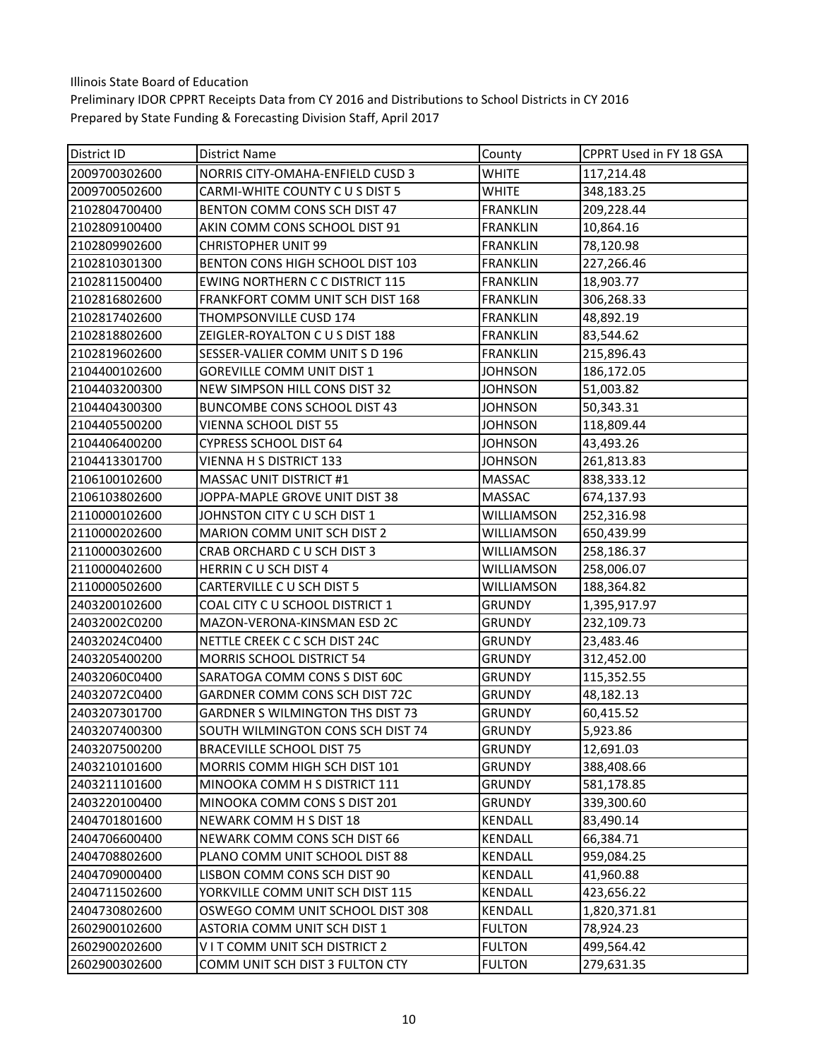Illinois State Board of Education
Preliminary IDOR CPPRT Receipts Data from CY 2016 and Distributions to School Districts in CY 2016
Prepared by State Funding & Forecasting Division Staff, April 2017

| District ID | District Name | County | CPPRT Used in FY 18 GSA |
|---|---|---|---|
| 2009700302600 | NORRIS CITY-OMAHA-ENFIELD CUSD 3 | WHITE | 117,214.48 |
| 2009700502600 | CARMI-WHITE COUNTY C U S DIST 5 | WHITE | 348,183.25 |
| 2102804700400 | BENTON COMM CONS SCH DIST 47 | FRANKLIN | 209,228.44 |
| 2102809100400 | AKIN COMM CONS SCHOOL DIST 91 | FRANKLIN | 10,864.16 |
| 2102809902600 | CHRISTOPHER UNIT 99 | FRANKLIN | 78,120.98 |
| 2102810301300 | BENTON CONS HIGH SCHOOL DIST 103 | FRANKLIN | 227,266.46 |
| 2102811500400 | EWING NORTHERN C C DISTRICT 115 | FRANKLIN | 18,903.77 |
| 2102816802600 | FRANKFORT COMM UNIT SCH DIST 168 | FRANKLIN | 306,268.33 |
| 2102817402600 | THOMPSONVILLE CUSD 174 | FRANKLIN | 48,892.19 |
| 2102818802600 | ZEIGLER-ROYALTON C U S DIST 188 | FRANKLIN | 83,544.62 |
| 2102819602600 | SESSER-VALIER COMM UNIT S D 196 | FRANKLIN | 215,896.43 |
| 2104400102600 | GOREVILLE COMM UNIT DIST 1 | JOHNSON | 186,172.05 |
| 2104403200300 | NEW SIMPSON HILL CONS DIST 32 | JOHNSON | 51,003.82 |
| 2104404300300 | BUNCOMBE CONS SCHOOL DIST 43 | JOHNSON | 50,343.31 |
| 2104405500200 | VIENNA SCHOOL DIST 55 | JOHNSON | 118,809.44 |
| 2104406400200 | CYPRESS SCHOOL DIST 64 | JOHNSON | 43,493.26 |
| 2104413301700 | VIENNA H S DISTRICT 133 | JOHNSON | 261,813.83 |
| 2106100102600 | MASSAC UNIT DISTRICT #1 | MASSAC | 838,333.12 |
| 2106103802600 | JOPPA-MAPLE GROVE UNIT DIST 38 | MASSAC | 674,137.93 |
| 2110000102600 | JOHNSTON CITY C U SCH DIST 1 | WILLIAMSON | 252,316.98 |
| 2110000202600 | MARION COMM UNIT SCH DIST 2 | WILLIAMSON | 650,439.99 |
| 2110000302600 | CRAB ORCHARD C U SCH DIST 3 | WILLIAMSON | 258,186.37 |
| 2110000402600 | HERRIN C U SCH DIST 4 | WILLIAMSON | 258,006.07 |
| 2110000502600 | CARTERVILLE C U SCH DIST 5 | WILLIAMSON | 188,364.82 |
| 2403200102600 | COAL CITY C U SCHOOL DISTRICT 1 | GRUNDY | 1,395,917.97 |
| 24032002C0200 | MAZON-VERONA-KINSMAN ESD 2C | GRUNDY | 232,109.73 |
| 24032024C0400 | NETTLE CREEK C C SCH DIST 24C | GRUNDY | 23,483.46 |
| 2403205400200 | MORRIS SCHOOL DISTRICT 54 | GRUNDY | 312,452.00 |
| 24032060C0400 | SARATOGA COMM CONS S DIST 60C | GRUNDY | 115,352.55 |
| 24032072C0400 | GARDNER COMM CONS SCH DIST 72C | GRUNDY | 48,182.13 |
| 2403207301700 | GARDNER S WILMINGTON THS DIST 73 | GRUNDY | 60,415.52 |
| 2403207400300 | SOUTH WILMINGTON CONS SCH DIST 74 | GRUNDY | 5,923.86 |
| 2403207500200 | BRACEVILLE SCHOOL DIST 75 | GRUNDY | 12,691.03 |
| 2403210101600 | MORRIS COMM HIGH SCH DIST 101 | GRUNDY | 388,408.66 |
| 2403211101600 | MINOOKA COMM H S DISTRICT 111 | GRUNDY | 581,178.85 |
| 2403220100400 | MINOOKA COMM CONS S DIST 201 | GRUNDY | 339,300.60 |
| 2404701801600 | NEWARK COMM H S DIST 18 | KENDALL | 83,490.14 |
| 2404706600400 | NEWARK COMM CONS SCH DIST 66 | KENDALL | 66,384.71 |
| 2404708802600 | PLANO COMM UNIT SCHOOL DIST 88 | KENDALL | 959,084.25 |
| 2404709000400 | LISBON COMM CONS SCH DIST 90 | KENDALL | 41,960.88 |
| 2404711502600 | YORKVILLE COMM UNIT SCH DIST 115 | KENDALL | 423,656.22 |
| 2404730802600 | OSWEGO COMM UNIT SCHOOL DIST 308 | KENDALL | 1,820,371.81 |
| 2602900102600 | ASTORIA COMM UNIT SCH DIST 1 | FULTON | 78,924.23 |
| 2602900202600 | V I T COMM UNIT SCH DISTRICT 2 | FULTON | 499,564.42 |
| 2602900302600 | COMM UNIT SCH DIST 3 FULTON CTY | FULTON | 279,631.35 |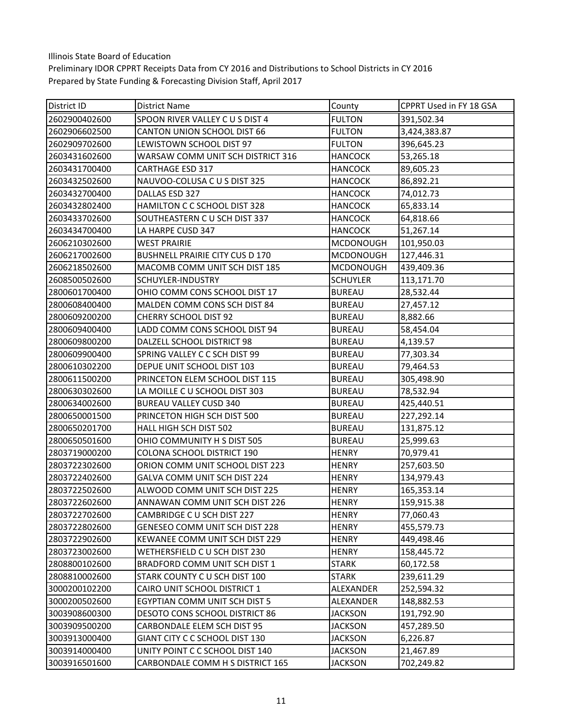Illinois State Board of Education
Preliminary IDOR CPPRT Receipts Data from CY 2016 and Distributions to School Districts in CY 2016
Prepared by State Funding & Forecasting Division Staff, April 2017

| District ID | District Name | County | CPPRT Used in FY 18 GSA |
|---|---|---|---|
| 2602900402600 | SPOON RIVER VALLEY C U S DIST 4 | FULTON | 391,502.34 |
| 2602906602500 | CANTON UNION SCHOOL DIST 66 | FULTON | 3,424,383.87 |
| 2602909702600 | LEWISTOWN SCHOOL DIST 97 | FULTON | 396,645.23 |
| 2603431602600 | WARSAW COMM UNIT SCH DISTRICT 316 | HANCOCK | 53,265.18 |
| 2603431700400 | CARTHAGE ESD 317 | HANCOCK | 89,605.23 |
| 2603432502600 | NAUVOO-COLUSA C U S DIST 325 | HANCOCK | 86,892.21 |
| 2603432700400 | DALLAS ESD 327 | HANCOCK | 74,012.73 |
| 2603432802400 | HAMILTON C C SCHOOL DIST 328 | HANCOCK | 65,833.14 |
| 2603433702600 | SOUTHEASTERN C U SCH DIST 337 | HANCOCK | 64,818.66 |
| 2603434700400 | LA HARPE CUSD 347 | HANCOCK | 51,267.14 |
| 2606210302600 | WEST PRAIRIE | MCDONOUGH | 101,950.03 |
| 2606217002600 | BUSHNELL PRAIRIE CITY CUS D 170 | MCDONOUGH | 127,446.31 |
| 2606218502600 | MACOMB COMM UNIT SCH DIST 185 | MCDONOUGH | 439,409.36 |
| 2608500502600 | SCHUYLER-INDUSTRY | SCHUYLER | 113,171.70 |
| 2800601700400 | OHIO COMM CONS SCHOOL DIST 17 | BUREAU | 28,532.44 |
| 2800608400400 | MALDEN COMM CONS SCH DIST 84 | BUREAU | 27,457.12 |
| 2800609200200 | CHERRY SCHOOL DIST 92 | BUREAU | 8,882.66 |
| 2800609400400 | LADD COMM CONS SCHOOL DIST 94 | BUREAU | 58,454.04 |
| 2800609800200 | DALZELL SCHOOL DISTRICT 98 | BUREAU | 4,139.57 |
| 2800609900400 | SPRING VALLEY C C SCH DIST 99 | BUREAU | 77,303.34 |
| 2800610302200 | DEPUE UNIT SCHOOL DIST 103 | BUREAU | 79,464.53 |
| 2800611500200 | PRINCETON ELEM SCHOOL DIST 115 | BUREAU | 305,498.90 |
| 2800630302600 | LA MOILLE C U SCHOOL DIST 303 | BUREAU | 78,532.94 |
| 2800634002600 | BUREAU VALLEY CUSD 340 | BUREAU | 425,440.51 |
| 2800650001500 | PRINCETON HIGH SCH DIST 500 | BUREAU | 227,292.14 |
| 2800650201700 | HALL HIGH SCH DIST 502 | BUREAU | 131,875.12 |
| 2800650501600 | OHIO COMMUNITY H S DIST 505 | BUREAU | 25,999.63 |
| 2803719000200 | COLONA SCHOOL DISTRICT 190 | HENRY | 70,979.41 |
| 2803722302600 | ORION COMM UNIT SCHOOL DIST 223 | HENRY | 257,603.50 |
| 2803722402600 | GALVA COMM UNIT SCH DIST 224 | HENRY | 134,979.43 |
| 2803722502600 | ALWOOD COMM UNIT SCH DIST 225 | HENRY | 165,353.14 |
| 2803722602600 | ANNAWAN COMM UNIT SCH DIST 226 | HENRY | 159,915.38 |
| 2803722702600 | CAMBRIDGE C U SCH DIST 227 | HENRY | 77,060.43 |
| 2803722802600 | GENESEO COMM UNIT SCH DIST 228 | HENRY | 455,579.73 |
| 2803722902600 | KEWANEE COMM UNIT SCH DIST 229 | HENRY | 449,498.46 |
| 2803723002600 | WETHERSFIELD C U SCH DIST 230 | HENRY | 158,445.72 |
| 2808800102600 | BRADFORD COMM UNIT SCH DIST 1 | STARK | 60,172.58 |
| 2808810002600 | STARK COUNTY C U SCH DIST 100 | STARK | 239,611.29 |
| 3000200102200 | CAIRO UNIT SCHOOL DISTRICT 1 | ALEXANDER | 252,594.32 |
| 3000200502600 | EGYPTIAN COMM UNIT SCH DIST 5 | ALEXANDER | 148,882.53 |
| 3003908600300 | DESOTO CONS SCHOOL DISTRICT 86 | JACKSON | 191,792.90 |
| 3003909500200 | CARBONDALE ELEM SCH DIST 95 | JACKSON | 457,289.50 |
| 3003913000400 | GIANT CITY C C SCHOOL DIST 130 | JACKSON | 6,226.87 |
| 3003914000400 | UNITY POINT C C SCHOOL DIST 140 | JACKSON | 21,467.89 |
| 3003916501600 | CARBONDALE COMM H S DISTRICT 165 | JACKSON | 702,249.82 |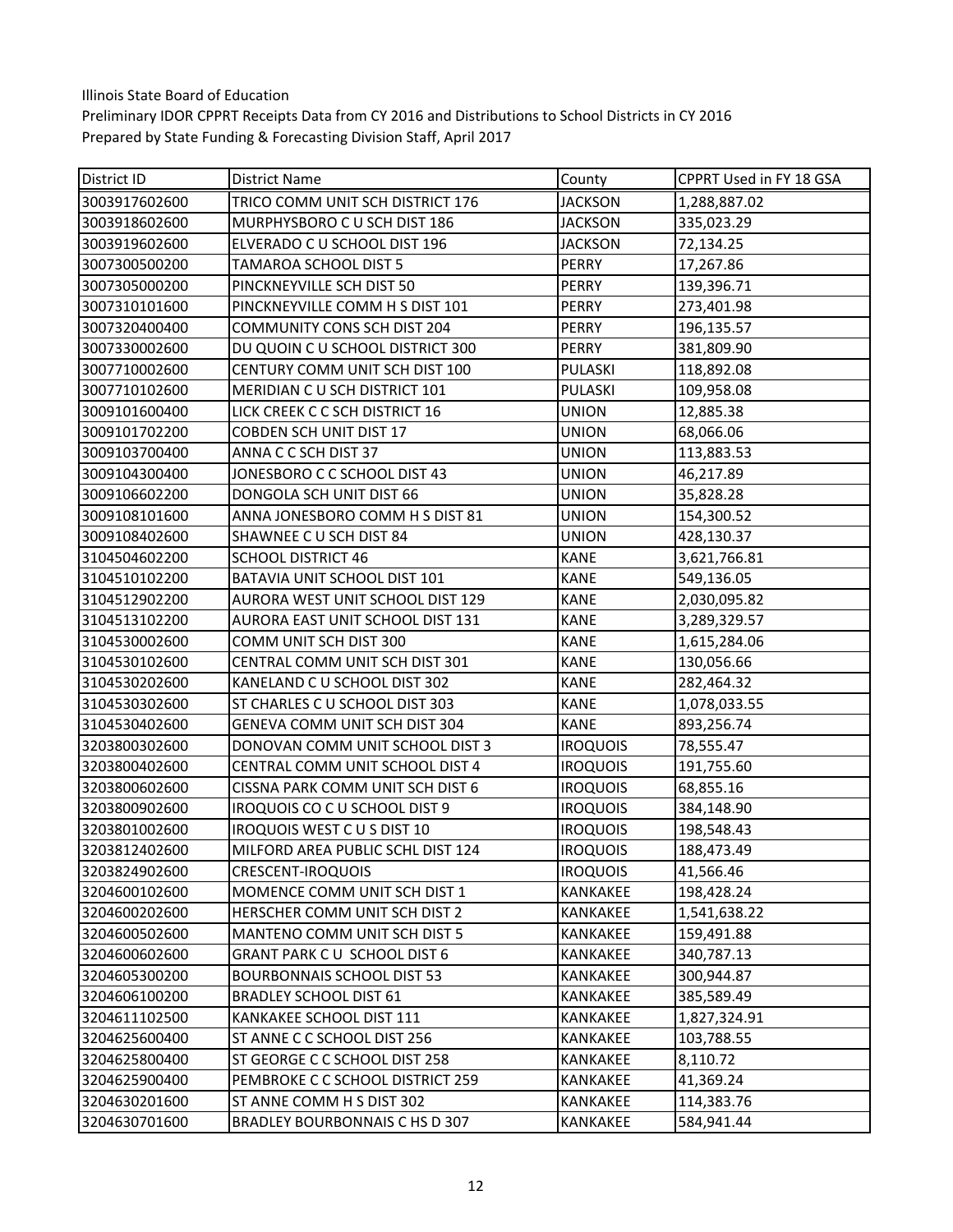Illinois State Board of Education
Preliminary IDOR CPPRT Receipts Data from CY 2016 and Distributions to School Districts in CY 2016
Prepared by State Funding & Forecasting Division Staff, April 2017

| District ID | District Name | County | CPPRT Used in FY 18 GSA |
|---|---|---|---|
| 3003917602600 | TRICO COMM UNIT SCH DISTRICT 176 | JACKSON | 1,288,887.02 |
| 3003918602600 | MURPHYSBORO C U SCH DIST 186 | JACKSON | 335,023.29 |
| 3003919602600 | ELVERADO C U SCHOOL DIST 196 | JACKSON | 72,134.25 |
| 3007300500200 | TAMAROA SCHOOL DIST 5 | PERRY | 17,267.86 |
| 3007305000200 | PINCKNEYVILLE SCH DIST 50 | PERRY | 139,396.71 |
| 3007310101600 | PINCKNEYVILLE COMM H S DIST 101 | PERRY | 273,401.98 |
| 3007320400400 | COMMUNITY CONS SCH DIST 204 | PERRY | 196,135.57 |
| 3007330002600 | DU QUOIN C U SCHOOL DISTRICT 300 | PERRY | 381,809.90 |
| 3007710002600 | CENTURY COMM UNIT SCH DIST 100 | PULASKI | 118,892.08 |
| 3007710102600 | MERIDIAN C U SCH DISTRICT 101 | PULASKI | 109,958.08 |
| 3009101600400 | LICK CREEK C C SCH DISTRICT 16 | UNION | 12,885.38 |
| 3009101702200 | COBDEN SCH UNIT DIST 17 | UNION | 68,066.06 |
| 3009103700400 | ANNA C C SCH DIST 37 | UNION | 113,883.53 |
| 3009104300400 | JONESBORO C C SCHOOL DIST 43 | UNION | 46,217.89 |
| 3009106602200 | DONGOLA SCH UNIT DIST 66 | UNION | 35,828.28 |
| 3009108101600 | ANNA JONESBORO COMM H S DIST 81 | UNION | 154,300.52 |
| 3009108402600 | SHAWNEE C U SCH DIST 84 | UNION | 428,130.37 |
| 3104504602200 | SCHOOL DISTRICT 46 | KANE | 3,621,766.81 |
| 3104510102200 | BATAVIA UNIT SCHOOL DIST 101 | KANE | 549,136.05 |
| 3104512902200 | AURORA WEST UNIT SCHOOL DIST 129 | KANE | 2,030,095.82 |
| 3104513102200 | AURORA EAST UNIT SCHOOL DIST 131 | KANE | 3,289,329.57 |
| 3104530002600 | COMM UNIT SCH DIST 300 | KANE | 1,615,284.06 |
| 3104530102600 | CENTRAL COMM UNIT SCH DIST 301 | KANE | 130,056.66 |
| 3104530202600 | KANELAND C U SCHOOL DIST 302 | KANE | 282,464.32 |
| 3104530302600 | ST CHARLES C U SCHOOL DIST 303 | KANE | 1,078,033.55 |
| 3104530402600 | GENEVA COMM UNIT SCH DIST 304 | KANE | 893,256.74 |
| 3203800302600 | DONOVAN COMM UNIT SCHOOL DIST 3 | IROQUOIS | 78,555.47 |
| 3203800402600 | CENTRAL COMM UNIT SCHOOL DIST 4 | IROQUOIS | 191,755.60 |
| 3203800602600 | CISSNA PARK COMM UNIT SCH DIST 6 | IROQUOIS | 68,855.16 |
| 3203800902600 | IROQUOIS CO C U SCHOOL DIST 9 | IROQUOIS | 384,148.90 |
| 3203801002600 | IROQUOIS WEST C U S DIST 10 | IROQUOIS | 198,548.43 |
| 3203812402600 | MILFORD AREA PUBLIC SCHL DIST 124 | IROQUOIS | 188,473.49 |
| 3203824902600 | CRESCENT-IROQUOIS | IROQUOIS | 41,566.46 |
| 3204600102600 | MOMENCE COMM UNIT SCH DIST 1 | KANKAKEE | 198,428.24 |
| 3204600202600 | HERSCHER COMM UNIT SCH DIST 2 | KANKAKEE | 1,541,638.22 |
| 3204600502600 | MANTENO COMM UNIT SCH DIST 5 | KANKAKEE | 159,491.88 |
| 3204600602600 | GRANT PARK C U SCHOOL DIST 6 | KANKAKEE | 340,787.13 |
| 3204605300200 | BOURBONNAIS SCHOOL DIST 53 | KANKAKEE | 300,944.87 |
| 3204606100200 | BRADLEY SCHOOL DIST 61 | KANKAKEE | 385,589.49 |
| 3204611102500 | KANKAKEE SCHOOL DIST 111 | KANKAKEE | 1,827,324.91 |
| 3204625600400 | ST ANNE C C SCHOOL DIST 256 | KANKAKEE | 103,788.55 |
| 3204625800400 | ST GEORGE C C SCHOOL DIST 258 | KANKAKEE | 8,110.72 |
| 3204625900400 | PEMBROKE C C SCHOOL DISTRICT 259 | KANKAKEE | 41,369.24 |
| 3204630201600 | ST ANNE COMM H S DIST 302 | KANKAKEE | 114,383.76 |
| 3204630701600 | BRADLEY BOURBONNAIS C HS D 307 | KANKAKEE | 584,941.44 |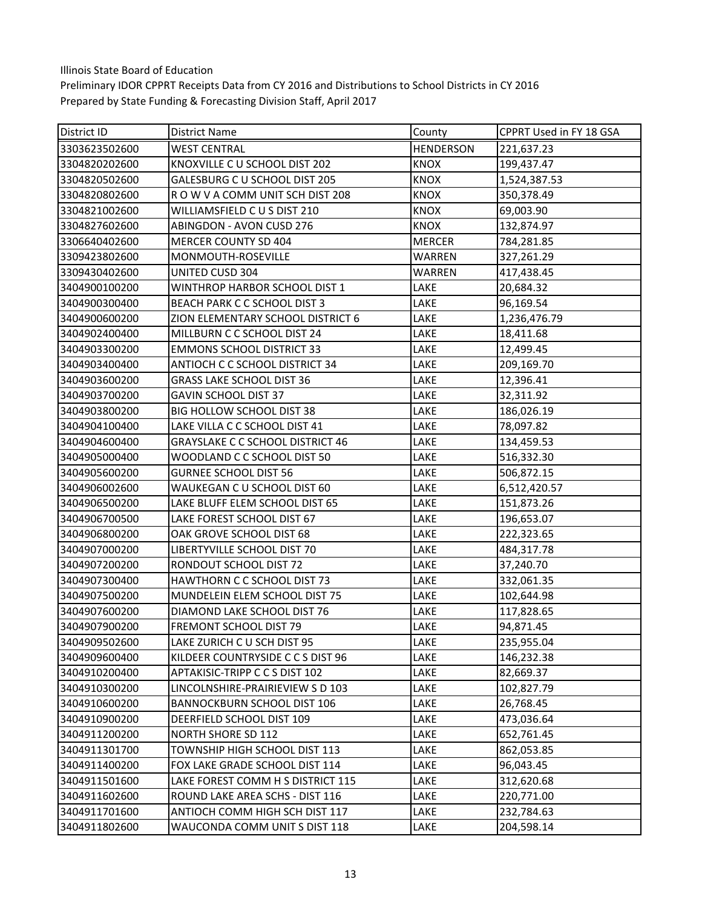Illinois State Board of Education
Preliminary IDOR CPPRT Receipts Data from CY 2016 and Distributions to School Districts in CY 2016
Prepared by State Funding & Forecasting Division Staff, April 2017

| District ID | District Name | County | CPPRT Used in FY 18 GSA |
|---|---|---|---|
| 3303623502600 | WEST CENTRAL | HENDERSON | 221,637.23 |
| 3304820202600 | KNOXVILLE C U SCHOOL DIST 202 | KNOX | 199,437.47 |
| 3304820502600 | GALESBURG C U SCHOOL DIST 205 | KNOX | 1,524,387.53 |
| 3304820802600 | R O W V A COMM UNIT SCH DIST 208 | KNOX | 350,378.49 |
| 3304821002600 | WILLIAMSFIELD C U S DIST 210 | KNOX | 69,003.90 |
| 3304827602600 | ABINGDON - AVON CUSD 276 | KNOX | 132,874.97 |
| 3306640402600 | MERCER COUNTY SD 404 | MERCER | 784,281.85 |
| 3309423802600 | MONMOUTH-ROSEVILLE | WARREN | 327,261.29 |
| 3309430402600 | UNITED CUSD 304 | WARREN | 417,438.45 |
| 3404900100200 | WINTHROP HARBOR SCHOOL DIST 1 | LAKE | 20,684.32 |
| 3404900300400 | BEACH PARK C C SCHOOL DIST 3 | LAKE | 96,169.54 |
| 3404900600200 | ZION ELEMENTARY SCHOOL DISTRICT 6 | LAKE | 1,236,476.79 |
| 3404902400400 | MILLBURN C C SCHOOL DIST 24 | LAKE | 18,411.68 |
| 3404903300200 | EMMONS SCHOOL DISTRICT 33 | LAKE | 12,499.45 |
| 3404903400400 | ANTIOCH C C SCHOOL DISTRICT 34 | LAKE | 209,169.70 |
| 3404903600200 | GRASS LAKE SCHOOL DIST 36 | LAKE | 12,396.41 |
| 3404903700200 | GAVIN SCHOOL DIST 37 | LAKE | 32,311.92 |
| 3404903800200 | BIG HOLLOW SCHOOL DIST 38 | LAKE | 186,026.19 |
| 3404904100400 | LAKE VILLA C C SCHOOL DIST 41 | LAKE | 78,097.82 |
| 3404904600400 | GRAYSLAKE C C SCHOOL DISTRICT 46 | LAKE | 134,459.53 |
| 3404905000400 | WOODLAND C C SCHOOL DIST 50 | LAKE | 516,332.30 |
| 3404905600200 | GURNEE SCHOOL DIST 56 | LAKE | 506,872.15 |
| 3404906002600 | WAUKEGAN C U SCHOOL DIST 60 | LAKE | 6,512,420.57 |
| 3404906500200 | LAKE BLUFF ELEM SCHOOL DIST 65 | LAKE | 151,873.26 |
| 3404906700500 | LAKE FOREST SCHOOL DIST 67 | LAKE | 196,653.07 |
| 3404906800200 | OAK GROVE SCHOOL DIST 68 | LAKE | 222,323.65 |
| 3404907000200 | LIBERTYVILLE SCHOOL DIST 70 | LAKE | 484,317.78 |
| 3404907200200 | RONDOUT SCHOOL DIST 72 | LAKE | 37,240.70 |
| 3404907300400 | HAWTHORN C C SCHOOL DIST 73 | LAKE | 332,061.35 |
| 3404907500200 | MUNDELEIN ELEM SCHOOL DIST 75 | LAKE | 102,644.98 |
| 3404907600200 | DIAMOND LAKE SCHOOL DIST 76 | LAKE | 117,828.65 |
| 3404907900200 | FREMONT SCHOOL DIST 79 | LAKE | 94,871.45 |
| 3404909502600 | LAKE ZURICH C U SCH DIST 95 | LAKE | 235,955.04 |
| 3404909600400 | KILDEER COUNTRYSIDE C C S DIST 96 | LAKE | 146,232.38 |
| 3404910200400 | APTAKISIC-TRIPP C C S DIST 102 | LAKE | 82,669.37 |
| 3404910300200 | LINCOLNSHIRE-PRAIRIEVIEW S D 103 | LAKE | 102,827.79 |
| 3404910600200 | BANNOCKBURN SCHOOL DIST 106 | LAKE | 26,768.45 |
| 3404910900200 | DEERFIELD SCHOOL DIST 109 | LAKE | 473,036.64 |
| 3404911200200 | NORTH SHORE SD 112 | LAKE | 652,761.45 |
| 3404911301700 | TOWNSHIP HIGH SCHOOL DIST 113 | LAKE | 862,053.85 |
| 3404911400200 | FOX LAKE GRADE SCHOOL DIST 114 | LAKE | 96,043.45 |
| 3404911501600 | LAKE FOREST COMM H S DISTRICT 115 | LAKE | 312,620.68 |
| 3404911602600 | ROUND LAKE AREA SCHS - DIST 116 | LAKE | 220,771.00 |
| 3404911701600 | ANTIOCH COMM HIGH SCH DIST 117 | LAKE | 232,784.63 |
| 3404911802600 | WAUCONDA COMM UNIT S DIST 118 | LAKE | 204,598.14 |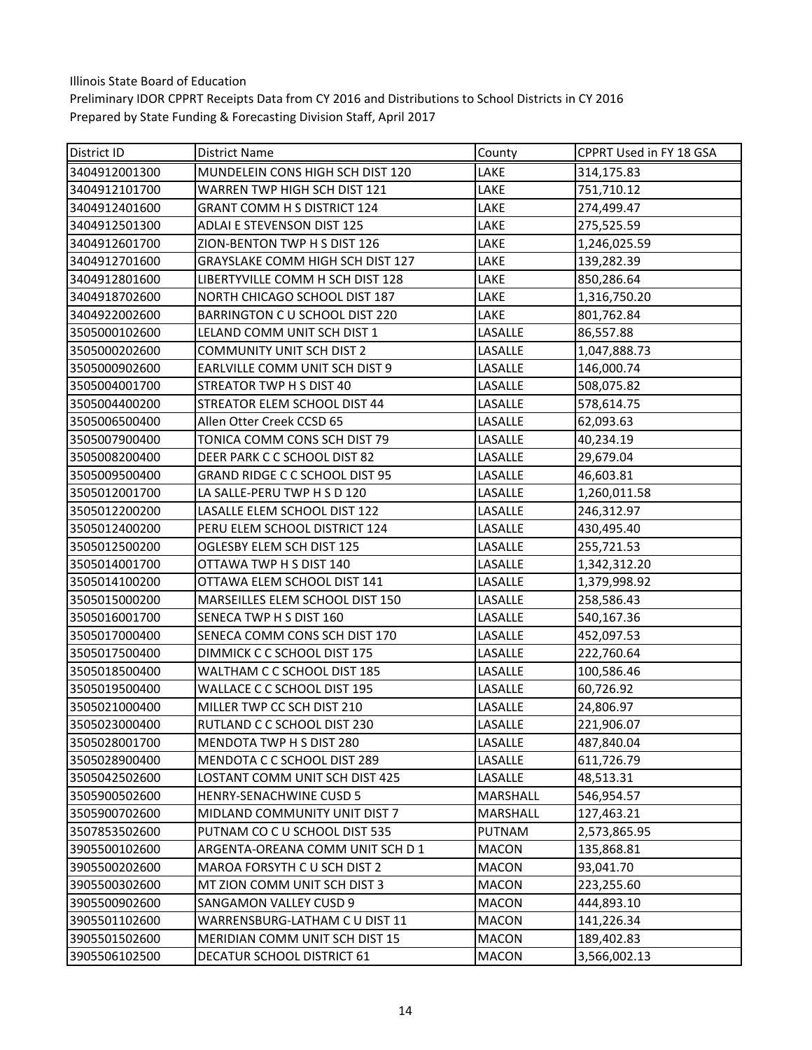Illinois State Board of Education
Preliminary IDOR CPPRT Receipts Data from CY 2016 and Distributions to School Districts in CY 2016
Prepared by State Funding & Forecasting Division Staff, April 2017

| District ID | District Name | County | CPPRT Used in FY 18 GSA |
|---|---|---|---|
| 3404912001300 | MUNDELEIN CONS HIGH SCH DIST 120 | LAKE | 314,175.83 |
| 3404912101700 | WARREN TWP HIGH SCH DIST 121 | LAKE | 751,710.12 |
| 3404912401600 | GRANT COMM H S DISTRICT 124 | LAKE | 274,499.47 |
| 3404912501300 | ADLAI E STEVENSON DIST 125 | LAKE | 275,525.59 |
| 3404912601700 | ZION-BENTON TWP H S DIST 126 | LAKE | 1,246,025.59 |
| 3404912701600 | GRAYSLAKE COMM HIGH SCH DIST 127 | LAKE | 139,282.39 |
| 3404912801600 | LIBERTYVILLE COMM H SCH DIST 128 | LAKE | 850,286.64 |
| 3404918702600 | NORTH CHICAGO SCHOOL DIST 187 | LAKE | 1,316,750.20 |
| 3404922002600 | BARRINGTON C U SCHOOL DIST 220 | LAKE | 801,762.84 |
| 3505000102600 | LELAND COMM UNIT SCH DIST 1 | LASALLE | 86,557.88 |
| 3505000202600 | COMMUNITY UNIT SCH DIST 2 | LASALLE | 1,047,888.73 |
| 3505000902600 | EARLVILLE COMM UNIT SCH DIST 9 | LASALLE | 146,000.74 |
| 3505004001700 | STREATOR TWP H S DIST 40 | LASALLE | 508,075.82 |
| 3505004400200 | STREATOR ELEM SCHOOL DIST 44 | LASALLE | 578,614.75 |
| 3505006500400 | Allen Otter Creek CCSD 65 | LASALLE | 62,093.63 |
| 3505007900400 | TONICA COMM CONS SCH DIST 79 | LASALLE | 40,234.19 |
| 3505008200400 | DEER PARK C C SCHOOL DIST 82 | LASALLE | 29,679.04 |
| 3505009500400 | GRAND RIDGE C C SCHOOL DIST 95 | LASALLE | 46,603.81 |
| 3505012001700 | LA SALLE-PERU TWP H S D 120 | LASALLE | 1,260,011.58 |
| 3505012200200 | LASALLE ELEM SCHOOL DIST 122 | LASALLE | 246,312.97 |
| 3505012400200 | PERU ELEM SCHOOL DISTRICT 124 | LASALLE | 430,495.40 |
| 3505012500200 | OGLESBY ELEM SCH DIST 125 | LASALLE | 255,721.53 |
| 3505014001700 | OTTAWA TWP H S DIST 140 | LASALLE | 1,342,312.20 |
| 3505014100200 | OTTAWA ELEM SCHOOL DIST 141 | LASALLE | 1,379,998.92 |
| 3505015000200 | MARSEILLES ELEM SCHOOL DIST 150 | LASALLE | 258,586.43 |
| 3505016001700 | SENECA TWP H S DIST 160 | LASALLE | 540,167.36 |
| 3505017000400 | SENECA COMM CONS SCH DIST 170 | LASALLE | 452,097.53 |
| 3505017500400 | DIMMICK C C SCHOOL DIST 175 | LASALLE | 222,760.64 |
| 3505018500400 | WALTHAM C C SCHOOL DIST 185 | LASALLE | 100,586.46 |
| 3505019500400 | WALLACE C C SCHOOL DIST 195 | LASALLE | 60,726.92 |
| 3505021000400 | MILLER TWP CC SCH DIST 210 | LASALLE | 24,806.97 |
| 3505023000400 | RUTLAND C C SCHOOL DIST 230 | LASALLE | 221,906.07 |
| 3505028001700 | MENDOTA TWP H S DIST 280 | LASALLE | 487,840.04 |
| 3505028900400 | MENDOTA C C SCHOOL DIST 289 | LASALLE | 611,726.79 |
| 3505042502600 | LOSTANT COMM UNIT SCH DIST 425 | LASALLE | 48,513.31 |
| 3505900502600 | HENRY-SENACHWINE CUSD 5 | MARSHALL | 546,954.57 |
| 3505900702600 | MIDLAND COMMUNITY UNIT DIST 7 | MARSHALL | 127,463.21 |
| 3507853502600 | PUTNAM CO C U SCHOOL DIST 535 | PUTNAM | 2,573,865.95 |
| 3905500102600 | ARGENTA-OREANA COMM UNIT SCH D 1 | MACON | 135,868.81 |
| 3905500202600 | MAROA FORSYTH C U SCH DIST 2 | MACON | 93,041.70 |
| 3905500302600 | MT ZION COMM UNIT SCH DIST 3 | MACON | 223,255.60 |
| 3905500902600 | SANGAMON VALLEY CUSD 9 | MACON | 444,893.10 |
| 3905501102600 | WARRENSBURG-LATHAM C U DIST 11 | MACON | 141,226.34 |
| 3905501502600 | MERIDIAN COMM UNIT SCH DIST 15 | MACON | 189,402.83 |
| 3905506102500 | DECATUR SCHOOL DISTRICT 61 | MACON | 3,566,002.13 |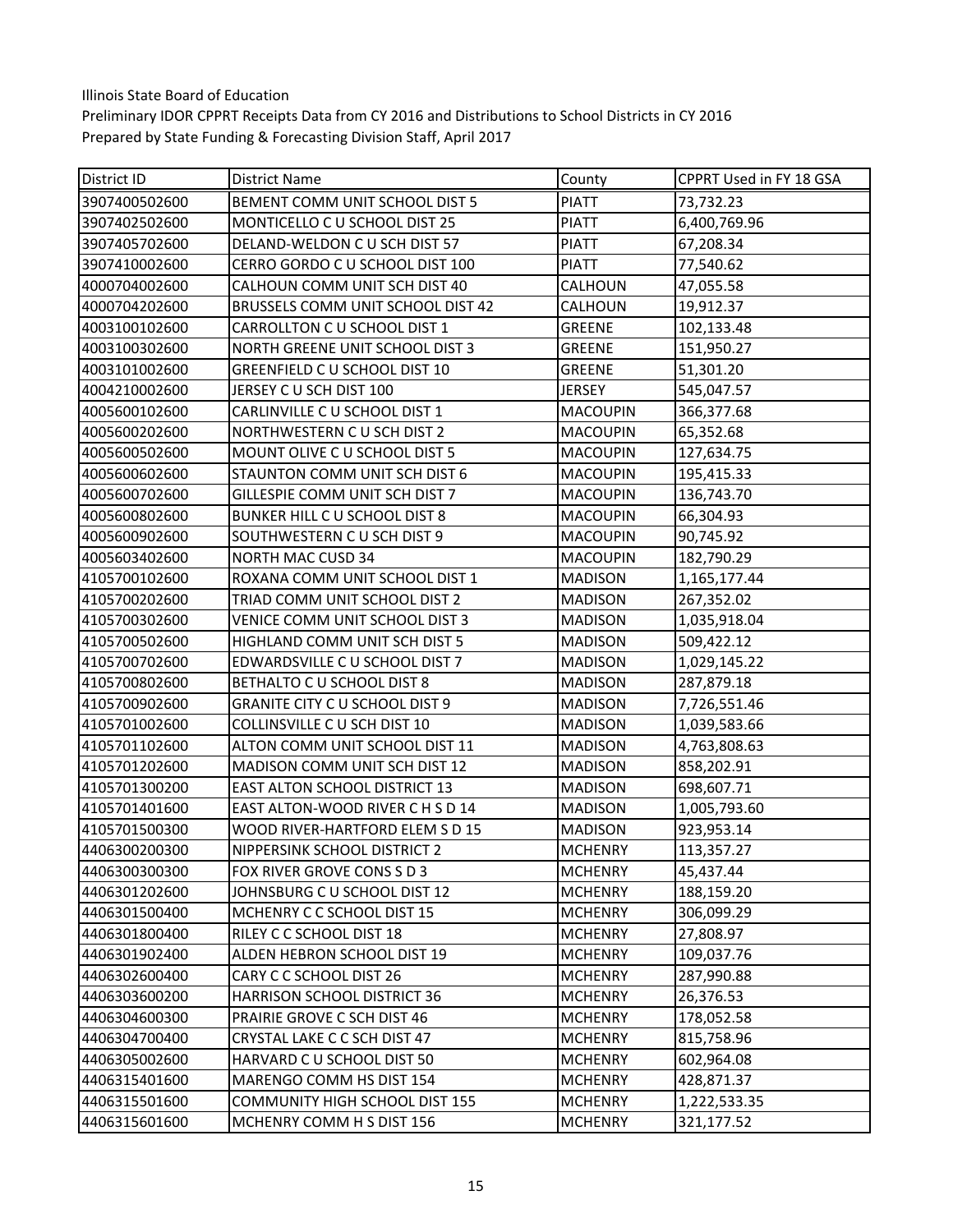Illinois State Board of Education
Preliminary IDOR CPPRT Receipts Data from CY 2016 and Distributions to School Districts in CY 2016
Prepared by State Funding & Forecasting Division Staff, April 2017

| District ID | District Name | County | CPPRT Used in FY 18 GSA |
|---|---|---|---|
| 3907400502600 | BEMENT COMM UNIT SCHOOL DIST 5 | PIATT | 73,732.23 |
| 3907402502600 | MONTICELLO C U SCHOOL DIST 25 | PIATT | 6,400,769.96 |
| 3907405702600 | DELAND-WELDON C U SCH DIST 57 | PIATT | 67,208.34 |
| 3907410002600 | CERRO GORDO C U SCHOOL DIST 100 | PIATT | 77,540.62 |
| 4000704002600 | CALHOUN COMM UNIT SCH DIST 40 | CALHOUN | 47,055.58 |
| 4000704202600 | BRUSSELS COMM UNIT SCHOOL DIST 42 | CALHOUN | 19,912.37 |
| 4003100102600 | CARROLLTON C U SCHOOL DIST 1 | GREENE | 102,133.48 |
| 4003100302600 | NORTH GREENE UNIT SCHOOL DIST 3 | GREENE | 151,950.27 |
| 4003101002600 | GREENFIELD C U SCHOOL DIST 10 | GREENE | 51,301.20 |
| 4004210002600 | JERSEY C U SCH DIST 100 | JERSEY | 545,047.57 |
| 4005600102600 | CARLINVILLE C U SCHOOL DIST 1 | MACOUPIN | 366,377.68 |
| 4005600202600 | NORTHWESTERN C U SCH DIST 2 | MACOUPIN | 65,352.68 |
| 4005600502600 | MOUNT OLIVE C U SCHOOL DIST 5 | MACOUPIN | 127,634.75 |
| 4005600602600 | STAUNTON COMM UNIT SCH DIST 6 | MACOUPIN | 195,415.33 |
| 4005600702600 | GILLESPIE COMM UNIT SCH DIST 7 | MACOUPIN | 136,743.70 |
| 4005600802600 | BUNKER HILL C U SCHOOL DIST 8 | MACOUPIN | 66,304.93 |
| 4005600902600 | SOUTHWESTERN C U SCH DIST 9 | MACOUPIN | 90,745.92 |
| 4005603402600 | NORTH MAC CUSD 34 | MACOUPIN | 182,790.29 |
| 4105700102600 | ROXANA COMM UNIT SCHOOL DIST 1 | MADISON | 1,165,177.44 |
| 4105700202600 | TRIAD COMM UNIT SCHOOL DIST 2 | MADISON | 267,352.02 |
| 4105700302600 | VENICE COMM UNIT SCHOOL DIST 3 | MADISON | 1,035,918.04 |
| 4105700502600 | HIGHLAND COMM UNIT SCH DIST 5 | MADISON | 509,422.12 |
| 4105700702600 | EDWARDSVILLE C U SCHOOL DIST 7 | MADISON | 1,029,145.22 |
| 4105700802600 | BETHALTO C U SCHOOL DIST 8 | MADISON | 287,879.18 |
| 4105700902600 | GRANITE CITY C U SCHOOL DIST 9 | MADISON | 7,726,551.46 |
| 4105701002600 | COLLINSVILLE C U SCH DIST 10 | MADISON | 1,039,583.66 |
| 4105701102600 | ALTON COMM UNIT SCHOOL DIST 11 | MADISON | 4,763,808.63 |
| 4105701202600 | MADISON COMM UNIT SCH DIST 12 | MADISON | 858,202.91 |
| 4105701300200 | EAST ALTON SCHOOL DISTRICT 13 | MADISON | 698,607.71 |
| 4105701401600 | EAST ALTON-WOOD RIVER C H S D 14 | MADISON | 1,005,793.60 |
| 4105701500300 | WOOD RIVER-HARTFORD ELEM S D 15 | MADISON | 923,953.14 |
| 4406300200300 | NIPPERSINK SCHOOL DISTRICT 2 | MCHENRY | 113,357.27 |
| 4406300300300 | FOX RIVER GROVE CONS S D 3 | MCHENRY | 45,437.44 |
| 4406301202600 | JOHNSBURG C U SCHOOL DIST 12 | MCHENRY | 188,159.20 |
| 4406301500400 | MCHENRY C C SCHOOL DIST 15 | MCHENRY | 306,099.29 |
| 4406301800400 | RILEY C C SCHOOL DIST 18 | MCHENRY | 27,808.97 |
| 4406301902400 | ALDEN HEBRON SCHOOL DIST 19 | MCHENRY | 109,037.76 |
| 4406302600400 | CARY C C SCHOOL DIST 26 | MCHENRY | 287,990.88 |
| 4406303600200 | HARRISON SCHOOL DISTRICT 36 | MCHENRY | 26,376.53 |
| 4406304600300 | PRAIRIE GROVE C SCH DIST 46 | MCHENRY | 178,052.58 |
| 4406304700400 | CRYSTAL LAKE C C SCH DIST 47 | MCHENRY | 815,758.96 |
| 4406305002600 | HARVARD C U SCHOOL DIST 50 | MCHENRY | 602,964.08 |
| 4406315401600 | MARENGO COMM HS DIST 154 | MCHENRY | 428,871.37 |
| 4406315501600 | COMMUNITY HIGH SCHOOL DIST 155 | MCHENRY | 1,222,533.35 |
| 4406315601600 | MCHENRY COMM H S DIST 156 | MCHENRY | 321,177.52 |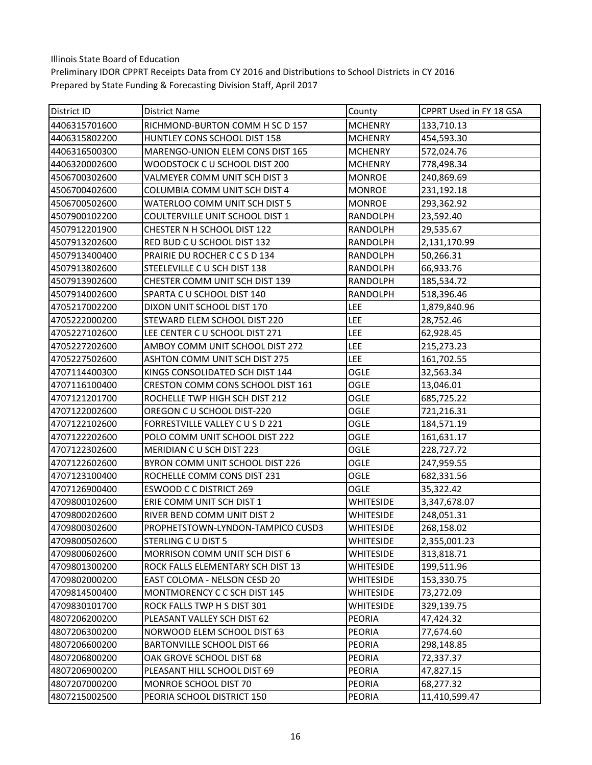Illinois State Board of Education

Preliminary IDOR CPPRT Receipts Data from CY 2016 and Distributions to School Districts in CY 2016

Prepared by State Funding & Forecasting Division Staff, April 2017

| District ID | District Name | County | CPPRT Used in FY 18 GSA |
|---|---|---|---|
| 4406315701600 | RICHMOND-BURTON COMM H SC D 157 | MCHENRY | 133,710.13 |
| 4406315802200 | HUNTLEY CONS SCHOOL DIST 158 | MCHENRY | 454,593.30 |
| 4406316500300 | MARENGO-UNION ELEM CONS DIST 165 | MCHENRY | 572,024.76 |
| 4406320002600 | WOODSTOCK C U SCHOOL DIST 200 | MCHENRY | 778,498.34 |
| 4506700302600 | VALMEYER COMM UNIT SCH DIST 3 | MONROE | 240,869.69 |
| 4506700402600 | COLUMBIA COMM UNIT SCH DIST 4 | MONROE | 231,192.18 |
| 4506700502600 | WATERLOO COMM UNIT SCH DIST 5 | MONROE | 293,362.92 |
| 4507900102200 | COULTERVILLE UNIT SCHOOL DIST 1 | RANDOLPH | 23,592.40 |
| 4507912201900 | CHESTER N H SCHOOL DIST 122 | RANDOLPH | 29,535.67 |
| 4507913202600 | RED BUD C U SCHOOL DIST 132 | RANDOLPH | 2,131,170.99 |
| 4507913400400 | PRAIRIE DU ROCHER C C S D 134 | RANDOLPH | 50,266.31 |
| 4507913802600 | STEELEVILLE C U SCH DIST 138 | RANDOLPH | 66,933.76 |
| 4507913902600 | CHESTER COMM UNIT SCH DIST 139 | RANDOLPH | 185,534.72 |
| 4507914002600 | SPARTA C U SCHOOL DIST 140 | RANDOLPH | 518,396.46 |
| 4705217002200 | DIXON UNIT SCHOOL DIST 170 | LEE | 1,879,840.96 |
| 4705222000200 | STEWARD ELEM SCHOOL DIST 220 | LEE | 28,752.46 |
| 4705227102600 | LEE CENTER C U SCHOOL DIST 271 | LEE | 62,928.45 |
| 4705227202600 | AMBOY COMM UNIT SCHOOL DIST 272 | LEE | 215,273.23 |
| 4705227502600 | ASHTON COMM UNIT SCH DIST 275 | LEE | 161,702.55 |
| 4707114400300 | KINGS CONSOLIDATED SCH DIST 144 | OGLE | 32,563.34 |
| 4707116100400 | CRESTON COMM CONS SCHOOL DIST 161 | OGLE | 13,046.01 |
| 4707121201700 | ROCHELLE TWP HIGH SCH DIST 212 | OGLE | 685,725.22 |
| 4707122002600 | OREGON C U SCHOOL DIST-220 | OGLE | 721,216.31 |
| 4707122102600 | FORRESTVILLE VALLEY C U S D 221 | OGLE | 184,571.19 |
| 4707122202600 | POLO COMM UNIT SCHOOL DIST 222 | OGLE | 161,631.17 |
| 4707122302600 | MERIDIAN C U SCH DIST 223 | OGLE | 228,727.72 |
| 4707122602600 | BYRON COMM UNIT SCHOOL DIST 226 | OGLE | 247,959.55 |
| 4707123100400 | ROCHELLE COMM CONS DIST 231 | OGLE | 682,331.56 |
| 4707126900400 | ESWOOD C C DISTRICT 269 | OGLE | 35,322.42 |
| 4709800102600 | ERIE COMM UNIT SCH DIST 1 | WHITESIDE | 3,347,678.07 |
| 4709800202600 | RIVER BEND COMM UNIT DIST 2 | WHITESIDE | 248,051.31 |
| 4709800302600 | PROPHETSTOWN-LYNDON-TAMPICO CUSD3 | WHITESIDE | 268,158.02 |
| 4709800502600 | STERLING C U DIST 5 | WHITESIDE | 2,355,001.23 |
| 4709800602600 | MORRISON COMM UNIT SCH DIST 6 | WHITESIDE | 313,818.71 |
| 4709801300200 | ROCK FALLS ELEMENTARY SCH DIST 13 | WHITESIDE | 199,511.96 |
| 4709802000200 | EAST COLOMA - NELSON CESD 20 | WHITESIDE | 153,330.75 |
| 4709814500400 | MONTMORENCY C C SCH DIST 145 | WHITESIDE | 73,272.09 |
| 4709830101700 | ROCK FALLS TWP H S DIST 301 | WHITESIDE | 329,139.75 |
| 4807206200200 | PLEASANT VALLEY SCH DIST 62 | PEORIA | 47,424.32 |
| 4807206300200 | NORWOOD ELEM SCHOOL DIST 63 | PEORIA | 77,674.60 |
| 4807206600200 | BARTONVILLE SCHOOL DIST 66 | PEORIA | 298,148.85 |
| 4807206800200 | OAK GROVE SCHOOL DIST 68 | PEORIA | 72,337.37 |
| 4807206900200 | PLEASANT HILL SCHOOL DIST 69 | PEORIA | 47,827.15 |
| 4807207000200 | MONROE SCHOOL DIST 70 | PEORIA | 68,277.32 |
| 4807215002500 | PEORIA SCHOOL DISTRICT 150 | PEORIA | 11,410,599.47 |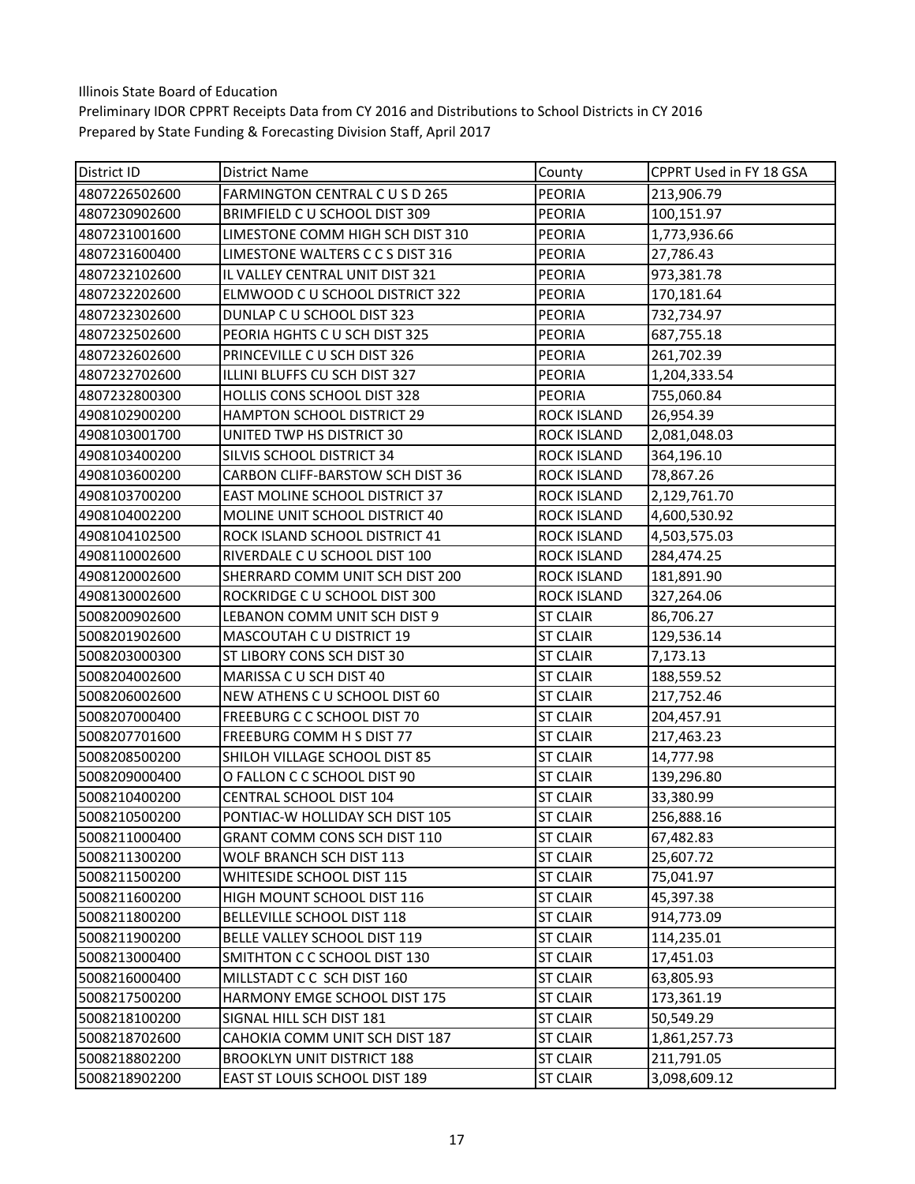Illinois State Board of Education

Preliminary IDOR CPPRT Receipts Data from CY 2016 and Distributions to School Districts in CY 2016

Prepared by State Funding & Forecasting Division Staff, April 2017

| District ID | District Name | County | CPPRT Used in FY 18 GSA |
|---|---|---|---|
| 4807226502600 | FARMINGTON CENTRAL C U S D 265 | PEORIA | 213,906.79 |
| 4807230902600 | BRIMFIELD C U SCHOOL DIST 309 | PEORIA | 100,151.97 |
| 4807231001600 | LIMESTONE COMM HIGH SCH DIST 310 | PEORIA | 1,773,936.66 |
| 4807231600400 | LIMESTONE WALTERS C C S DIST 316 | PEORIA | 27,786.43 |
| 4807232102600 | IL VALLEY CENTRAL UNIT DIST 321 | PEORIA | 973,381.78 |
| 4807232202600 | ELMWOOD C U SCHOOL DISTRICT 322 | PEORIA | 170,181.64 |
| 4807232302600 | DUNLAP C U SCHOOL DIST 323 | PEORIA | 732,734.97 |
| 4807232502600 | PEORIA HGHTS C U SCH DIST 325 | PEORIA | 687,755.18 |
| 4807232602600 | PRINCEVILLE C U SCH DIST 326 | PEORIA | 261,702.39 |
| 4807232702600 | ILLINI BLUFFS CU SCH DIST 327 | PEORIA | 1,204,333.54 |
| 4807232800300 | HOLLIS CONS SCHOOL DIST 328 | PEORIA | 755,060.84 |
| 4908102900200 | HAMPTON SCHOOL DISTRICT 29 | ROCK ISLAND | 26,954.39 |
| 4908103001700 | UNITED TWP HS DISTRICT 30 | ROCK ISLAND | 2,081,048.03 |
| 4908103400200 | SILVIS SCHOOL DISTRICT 34 | ROCK ISLAND | 364,196.10 |
| 4908103600200 | CARBON CLIFF-BARSTOW SCH DIST 36 | ROCK ISLAND | 78,867.26 |
| 4908103700200 | EAST MOLINE SCHOOL DISTRICT 37 | ROCK ISLAND | 2,129,761.70 |
| 4908104002200 | MOLINE UNIT SCHOOL DISTRICT 40 | ROCK ISLAND | 4,600,530.92 |
| 4908104102500 | ROCK ISLAND SCHOOL DISTRICT 41 | ROCK ISLAND | 4,503,575.03 |
| 4908110002600 | RIVERDALE C U SCHOOL DIST 100 | ROCK ISLAND | 284,474.25 |
| 4908120002600 | SHERRARD COMM UNIT SCH DIST 200 | ROCK ISLAND | 181,891.90 |
| 4908130002600 | ROCKRIDGE C U SCHOOL DIST 300 | ROCK ISLAND | 327,264.06 |
| 5008200902600 | LEBANON COMM UNIT SCH DIST 9 | ST CLAIR | 86,706.27 |
| 5008201902600 | MASCOUTAH C U DISTRICT 19 | ST CLAIR | 129,536.14 |
| 5008203000300 | ST LIBORY CONS SCH DIST 30 | ST CLAIR | 7,173.13 |
| 5008204002600 | MARISSA C U SCH DIST 40 | ST CLAIR | 188,559.52 |
| 5008206002600 | NEW ATHENS C U SCHOOL DIST 60 | ST CLAIR | 217,752.46 |
| 5008207000400 | FREEBURG C C SCHOOL DIST 70 | ST CLAIR | 204,457.91 |
| 5008207701600 | FREEBURG COMM H S DIST 77 | ST CLAIR | 217,463.23 |
| 5008208500200 | SHILOH VILLAGE SCHOOL DIST 85 | ST CLAIR | 14,777.98 |
| 5008209000400 | O FALLON C C SCHOOL DIST 90 | ST CLAIR | 139,296.80 |
| 5008210400200 | CENTRAL SCHOOL DIST 104 | ST CLAIR | 33,380.99 |
| 5008210500200 | PONTIAC-W HOLLIDAY SCH DIST 105 | ST CLAIR | 256,888.16 |
| 5008211000400 | GRANT COMM CONS SCH DIST 110 | ST CLAIR | 67,482.83 |
| 5008211300200 | WOLF BRANCH SCH DIST 113 | ST CLAIR | 25,607.72 |
| 5008211500200 | WHITESIDE SCHOOL DIST 115 | ST CLAIR | 75,041.97 |
| 5008211600200 | HIGH MOUNT SCHOOL DIST 116 | ST CLAIR | 45,397.38 |
| 5008211800200 | BELLEVILLE SCHOOL DIST 118 | ST CLAIR | 914,773.09 |
| 5008211900200 | BELLE VALLEY SCHOOL DIST 119 | ST CLAIR | 114,235.01 |
| 5008213000400 | SMITHTON C C SCHOOL DIST 130 | ST CLAIR | 17,451.03 |
| 5008216000400 | MILLSTADT C C SCH DIST 160 | ST CLAIR | 63,805.93 |
| 5008217500200 | HARMONY EMGE SCHOOL DIST 175 | ST CLAIR | 173,361.19 |
| 5008218100200 | SIGNAL HILL SCH DIST 181 | ST CLAIR | 50,549.29 |
| 5008218702600 | CAHOKIA COMM UNIT SCH DIST 187 | ST CLAIR | 1,861,257.73 |
| 5008218802200 | BROOKLYN UNIT DISTRICT 188 | ST CLAIR | 211,791.05 |
| 5008218902200 | EAST ST LOUIS SCHOOL DIST 189 | ST CLAIR | 3,098,609.12 |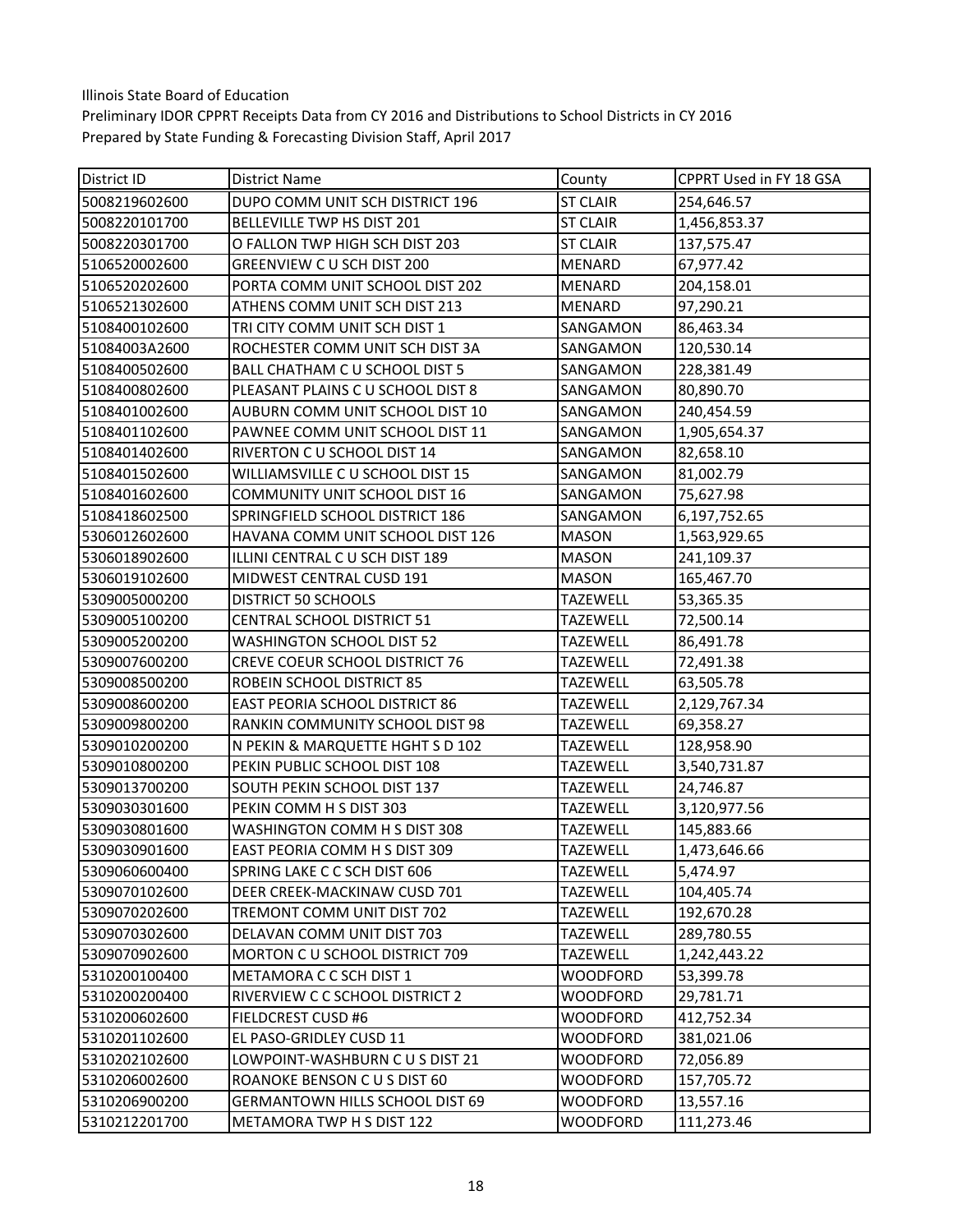Illinois State Board of Education
Preliminary IDOR CPPRT Receipts Data from CY 2016 and Distributions to School Districts in CY 2016
Prepared by State Funding & Forecasting Division Staff, April 2017

| District ID | District Name | County | CPPRT Used in FY 18 GSA |
|---|---|---|---|
| 5008219602600 | DUPO COMM UNIT SCH DISTRICT 196 | ST CLAIR | 254,646.57 |
| 5008220101700 | BELLEVILLE TWP HS DIST 201 | ST CLAIR | 1,456,853.37 |
| 5008220301700 | O FALLON TWP HIGH SCH DIST 203 | ST CLAIR | 137,575.47 |
| 5106520002600 | GREENVIEW C U SCH DIST 200 | MENARD | 67,977.42 |
| 5106520202600 | PORTA COMM UNIT SCHOOL DIST 202 | MENARD | 204,158.01 |
| 5106521302600 | ATHENS COMM UNIT SCH DIST 213 | MENARD | 97,290.21 |
| 5108400102600 | TRI CITY COMM UNIT SCH DIST 1 | SANGAMON | 86,463.34 |
| 51084003A2600 | ROCHESTER COMM UNIT SCH DIST 3A | SANGAMON | 120,530.14 |
| 5108400502600 | BALL CHATHAM C U SCHOOL DIST 5 | SANGAMON | 228,381.49 |
| 5108400802600 | PLEASANT PLAINS C U SCHOOL DIST 8 | SANGAMON | 80,890.70 |
| 5108401002600 | AUBURN COMM UNIT SCHOOL DIST 10 | SANGAMON | 240,454.59 |
| 5108401102600 | PAWNEE COMM UNIT SCHOOL DIST 11 | SANGAMON | 1,905,654.37 |
| 5108401402600 | RIVERTON C U SCHOOL DIST 14 | SANGAMON | 82,658.10 |
| 5108401502600 | WILLIAMSVILLE C U SCHOOL DIST 15 | SANGAMON | 81,002.79 |
| 5108401602600 | COMMUNITY UNIT SCHOOL DIST 16 | SANGAMON | 75,627.98 |
| 5108418602500 | SPRINGFIELD SCHOOL DISTRICT 186 | SANGAMON | 6,197,752.65 |
| 5306012602600 | HAVANA COMM UNIT SCHOOL DIST 126 | MASON | 1,563,929.65 |
| 5306018902600 | ILLINI CENTRAL C U SCH DIST 189 | MASON | 241,109.37 |
| 5306019102600 | MIDWEST CENTRAL CUSD 191 | MASON | 165,467.70 |
| 5309005000200 | DISTRICT 50 SCHOOLS | TAZEWELL | 53,365.35 |
| 5309005100200 | CENTRAL SCHOOL DISTRICT 51 | TAZEWELL | 72,500.14 |
| 5309005200200 | WASHINGTON SCHOOL DIST 52 | TAZEWELL | 86,491.78 |
| 5309007600200 | CREVE COEUR SCHOOL DISTRICT 76 | TAZEWELL | 72,491.38 |
| 5309008500200 | ROBEIN SCHOOL DISTRICT 85 | TAZEWELL | 63,505.78 |
| 5309008600200 | EAST PEORIA SCHOOL DISTRICT 86 | TAZEWELL | 2,129,767.34 |
| 5309009800200 | RANKIN COMMUNITY SCHOOL DIST 98 | TAZEWELL | 69,358.27 |
| 5309010200200 | N PEKIN & MARQUETTE HGHT S D 102 | TAZEWELL | 128,958.90 |
| 5309010800200 | PEKIN PUBLIC SCHOOL DIST 108 | TAZEWELL | 3,540,731.87 |
| 5309013700200 | SOUTH PEKIN SCHOOL DIST 137 | TAZEWELL | 24,746.87 |
| 5309030301600 | PEKIN COMM H S DIST 303 | TAZEWELL | 3,120,977.56 |
| 5309030801600 | WASHINGTON COMM H S DIST 308 | TAZEWELL | 145,883.66 |
| 5309030901600 | EAST PEORIA COMM H S DIST 309 | TAZEWELL | 1,473,646.66 |
| 5309060600400 | SPRING LAKE C C SCH DIST 606 | TAZEWELL | 5,474.97 |
| 5309070102600 | DEER CREEK-MACKINAW CUSD 701 | TAZEWELL | 104,405.74 |
| 5309070202600 | TREMONT COMM UNIT DIST 702 | TAZEWELL | 192,670.28 |
| 5309070302600 | DELAVAN COMM UNIT DIST 703 | TAZEWELL | 289,780.55 |
| 5309070902600 | MORTON C U SCHOOL DISTRICT 709 | TAZEWELL | 1,242,443.22 |
| 5310200100400 | METAMORA C C SCH DIST 1 | WOODFORD | 53,399.78 |
| 5310200200400 | RIVERVIEW C C SCHOOL DISTRICT 2 | WOODFORD | 29,781.71 |
| 5310200602600 | FIELDCREST CUSD #6 | WOODFORD | 412,752.34 |
| 5310201102600 | EL PASO-GRIDLEY CUSD 11 | WOODFORD | 381,021.06 |
| 5310202102600 | LOWPOINT-WASHBURN C U S DIST 21 | WOODFORD | 72,056.89 |
| 5310206002600 | ROANOKE BENSON C U S DIST 60 | WOODFORD | 157,705.72 |
| 5310206900200 | GERMANTOWN HILLS SCHOOL DIST 69 | WOODFORD | 13,557.16 |
| 5310212201700 | METAMORA TWP H S DIST 122 | WOODFORD | 111,273.46 |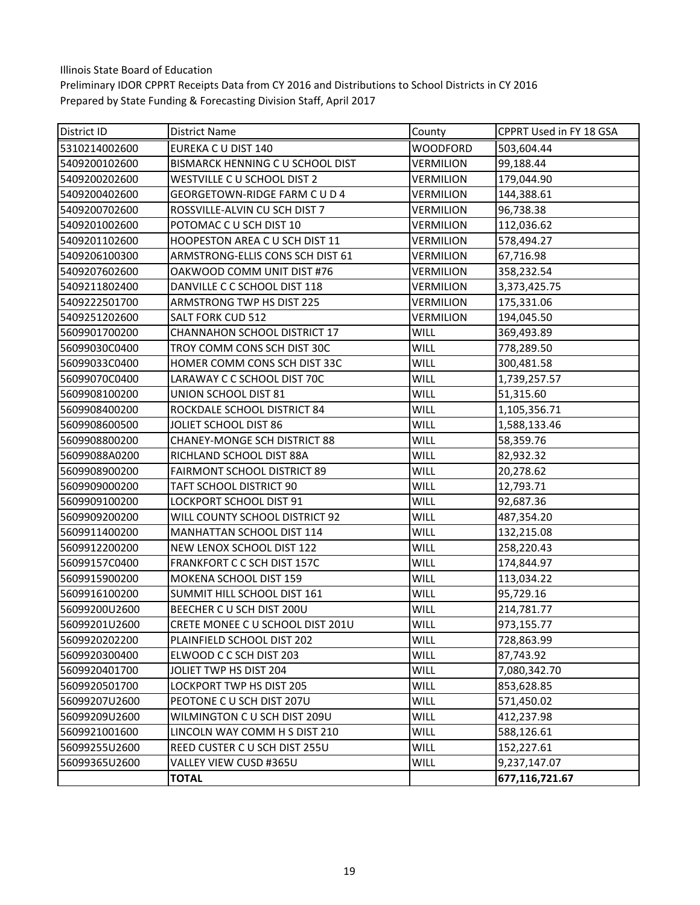Illinois State Board of Education

Preliminary IDOR CPPRT Receipts Data from CY 2016 and Distributions to School Districts in CY 2016

Prepared by State Funding & Forecasting Division Staff, April 2017

| District ID | District Name | County | CPPRT Used in FY 18 GSA |
|---|---|---|---|
| 5310214002600 | EUREKA C U DIST 140 | WOODFORD | 503,604.44 |
| 5409200102600 | BISMARCK HENNING C U SCHOOL DIST | VERMILION | 99,188.44 |
| 5409200202600 | WESTVILLE C U SCHOOL DIST 2 | VERMILION | 179,044.90 |
| 5409200402600 | GEORGETOWN-RIDGE FARM C U D 4 | VERMILION | 144,388.61 |
| 5409200702600 | ROSSVILLE-ALVIN CU SCH DIST 7 | VERMILION | 96,738.38 |
| 5409201002600 | POTOMAC C U SCH DIST 10 | VERMILION | 112,036.62 |
| 5409201102600 | HOOPESTON AREA C U SCH DIST 11 | VERMILION | 578,494.27 |
| 5409206100300 | ARMSTRONG-ELLIS CONS SCH DIST 61 | VERMILION | 67,716.98 |
| 5409207602600 | OAKWOOD COMM UNIT DIST #76 | VERMILION | 358,232.54 |
| 5409211802400 | DANVILLE C C SCHOOL DIST 118 | VERMILION | 3,373,425.75 |
| 5409222501700 | ARMSTRONG TWP HS DIST 225 | VERMILION | 175,331.06 |
| 5409251202600 | SALT FORK CUD 512 | VERMILION | 194,045.50 |
| 5609901700200 | CHANNAHON SCHOOL DISTRICT 17 | WILL | 369,493.89 |
| 56099030C0400 | TROY COMM CONS SCH DIST 30C | WILL | 778,289.50 |
| 56099033C0400 | HOMER COMM CONS SCH DIST 33C | WILL | 300,481.58 |
| 56099070C0400 | LARAWAY C C SCHOOL DIST 70C | WILL | 1,739,257.57 |
| 5609908100200 | UNION SCHOOL DIST 81 | WILL | 51,315.60 |
| 5609908400200 | ROCKDALE SCHOOL DISTRICT 84 | WILL | 1,105,356.71 |
| 5609908600500 | JOLIET SCHOOL DIST 86 | WILL | 1,588,133.46 |
| 5609908800200 | CHANEY-MONGE SCH DISTRICT 88 | WILL | 58,359.76 |
| 56099088A0200 | RICHLAND SCHOOL DIST 88A | WILL | 82,932.32 |
| 5609908900200 | FAIRMONT SCHOOL DISTRICT 89 | WILL | 20,278.62 |
| 5609909000200 | TAFT SCHOOL DISTRICT 90 | WILL | 12,793.71 |
| 5609909100200 | LOCKPORT SCHOOL DIST 91 | WILL | 92,687.36 |
| 5609909200200 | WILL COUNTY SCHOOL DISTRICT 92 | WILL | 487,354.20 |
| 5609911400200 | MANHATTAN SCHOOL DIST 114 | WILL | 132,215.08 |
| 5609912200200 | NEW LENOX SCHOOL DIST 122 | WILL | 258,220.43 |
| 56099157C0400 | FRANKFORT C C SCH DIST 157C | WILL | 174,844.97 |
| 5609915900200 | MOKENA SCHOOL DIST 159 | WILL | 113,034.22 |
| 5609916100200 | SUMMIT HILL SCHOOL DIST 161 | WILL | 95,729.16 |
| 56099200U2600 | BEECHER C U SCH DIST 200U | WILL | 214,781.77 |
| 56099201U2600 | CRETE MONEE C U SCHOOL DIST 201U | WILL | 973,155.77 |
| 5609920202200 | PLAINFIELD SCHOOL DIST 202 | WILL | 728,863.99 |
| 5609920300400 | ELWOOD C C SCH DIST 203 | WILL | 87,743.92 |
| 5609920401700 | JOLIET TWP HS DIST 204 | WILL | 7,080,342.70 |
| 5609920501700 | LOCKPORT TWP HS DIST 205 | WILL | 853,628.85 |
| 56099207U2600 | PEOTONE C U SCH DIST 207U | WILL | 571,450.02 |
| 56099209U2600 | WILMINGTON C U SCH DIST 209U | WILL | 412,237.98 |
| 5609921001600 | LINCOLN WAY COMM H S DIST 210 | WILL | 588,126.61 |
| 56099255U2600 | REED CUSTER C U SCH DIST 255U | WILL | 152,227.61 |
| 56099365U2600 | VALLEY VIEW CUSD #365U | WILL | 9,237,147.07 |
| | **TOTAL** | | **677,116,721.67** |